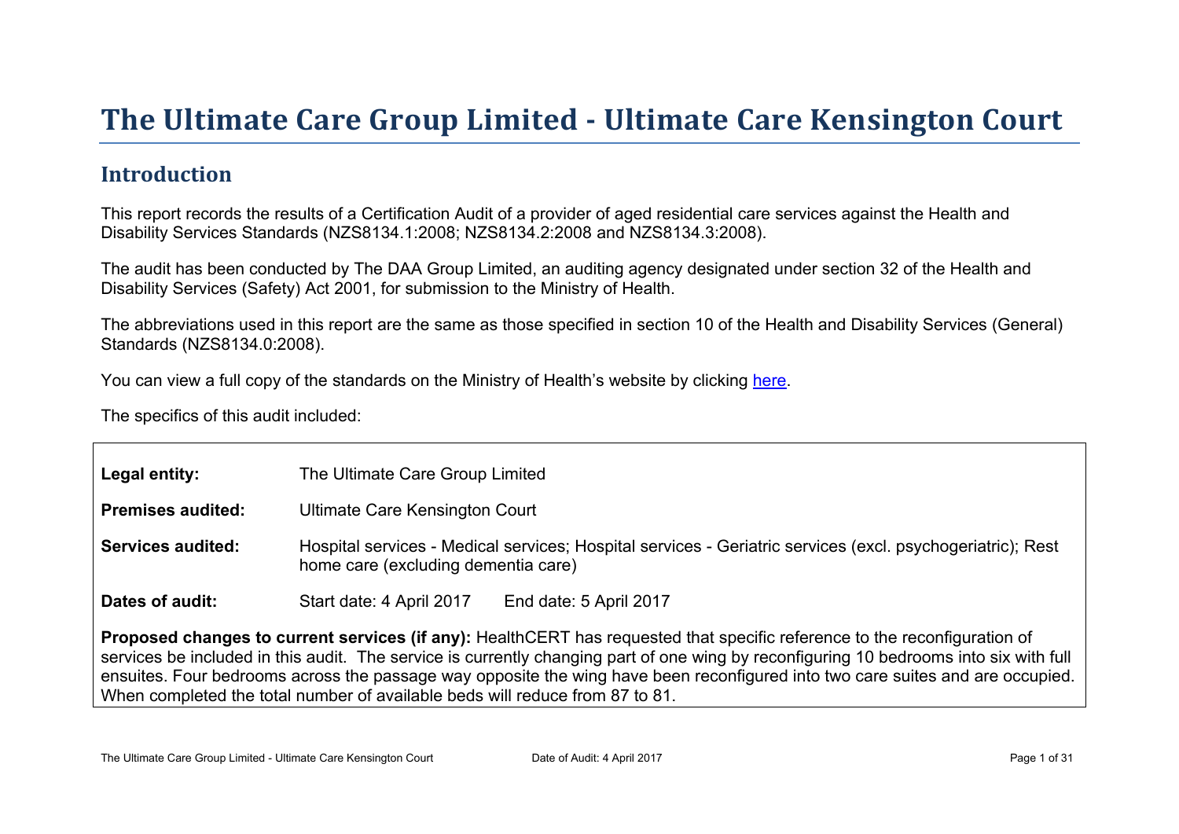# The Ultimate Care Group Limited - Ultimate Care Kensington Court

## Introduction

This report records the results of a Certification Audit of a provider of aged residential care services against the Health and Disability Services Standards (NZS8134.1:2008; NZS8134.2:2008 and NZS8134.3:2008).

The audit has been conducted by The DAA Group Limited, an auditing agency designated under section 32 of the Health and Disability Services (Safety) Act 2001, for submission to the Ministry of Health.

The abbreviations used in this report are the same as those specified in section 10 of the Health and Disability Services (General) Standards (NZS8134.0:2008).

You can view a full copy of the standards on the Ministry of Health's website by clicking here.

The specifics of this audit included:

| | |
|---|---|
| **Legal entity:** | The Ultimate Care Group Limited |
| **Premises audited:** | Ultimate Care Kensington Court |
| **Services audited:** | Hospital services - Medical services; Hospital services - Geriatric services (excl. psychogeriatric); Rest home care (excluding dementia care) |
| **Dates of audit:** | Start date: 4 April 2017 End date: 5 April 2017 |

**Proposed changes to current services (if any):** HealthCERT has requested that specific reference to the reconfiguration of services be included in this audit. The service is currently changing part of one wing by reconfiguring 10 bedrooms into six with full ensuites. Four bedrooms across the passage way opposite the wing have been reconfigured into two care suites and are occupied. When completed the total number of available beds will reduce from 87 to 81.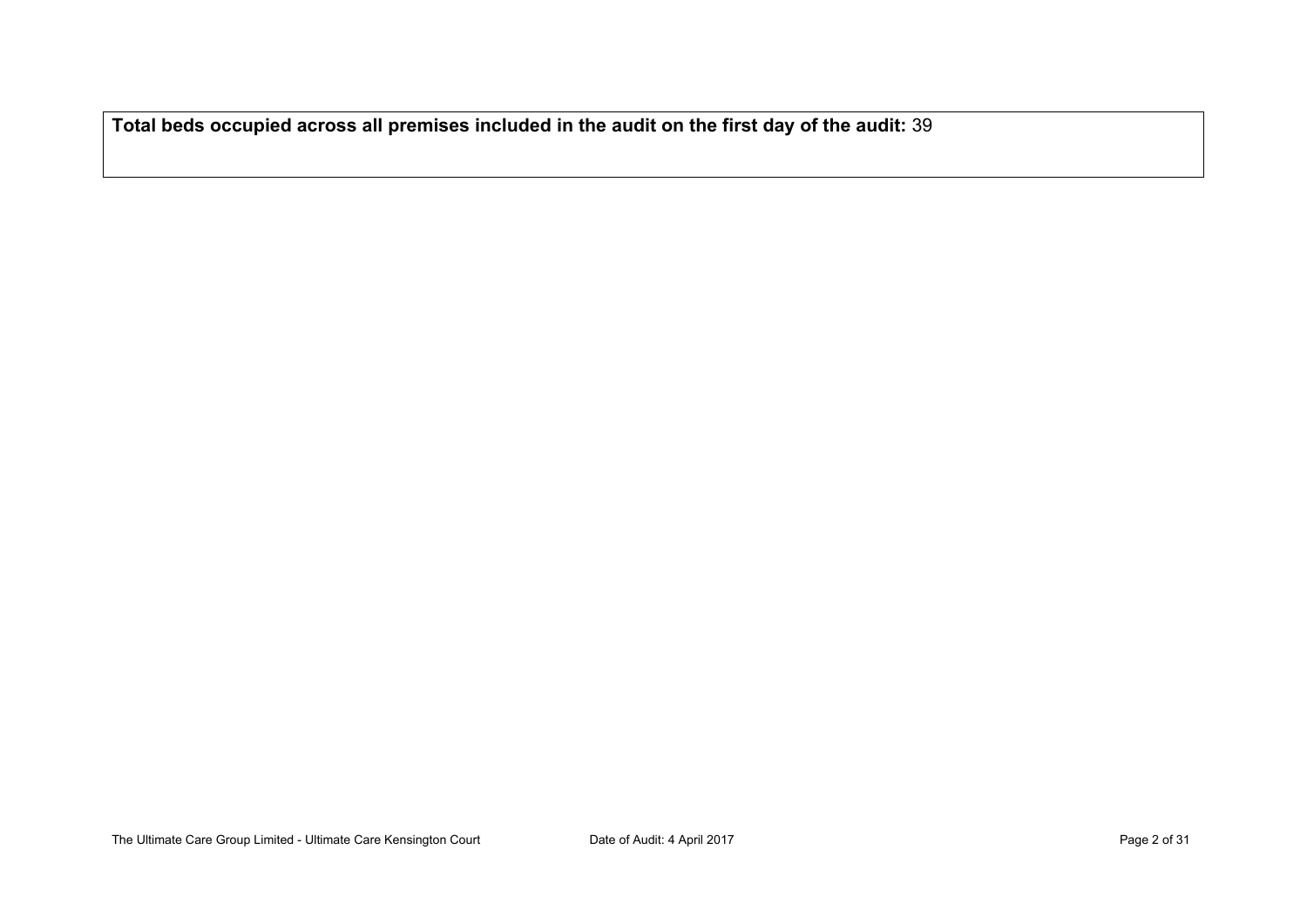**Total beds occupied across all premises included in the audit on the first day of the audit:** 39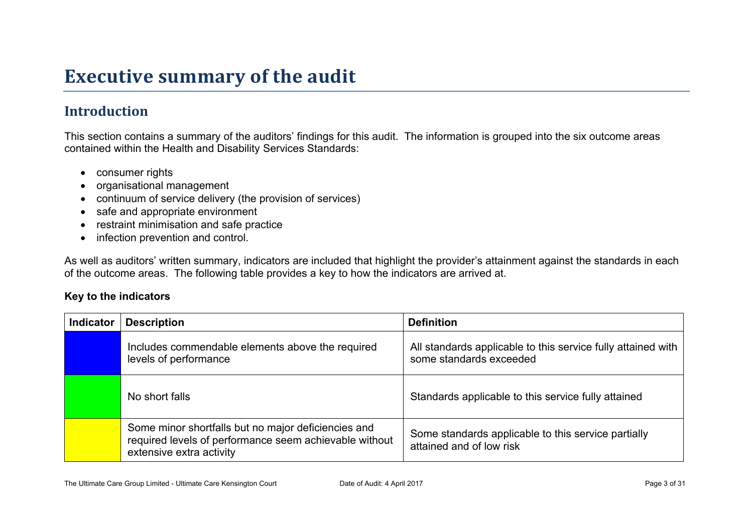# Executive summary of the audit

## Introduction

This section contains a summary of the auditors' findings for this audit. The information is grouped into the six outcome areas contained within the Health and Disability Services Standards:

- consumer rights
- organisational management
- continuum of service delivery (the provision of services)
- safe and appropriate environment
- restraint minimisation and safe practice
- infection prevention and control.

As well as auditors' written summary, indicators are included that highlight the provider's attainment against the standards in each of the outcome areas. The following table provides a key to how the indicators are arrived at.

**Key to the indicators**

| Indicator | Description | Definition |
|---|---|---|
| (Blue) | Includes commendable elements above the required levels of performance | All standards applicable to this service fully attained with some standards exceeded |
| (Green) | No short falls | Standards applicable to this service fully attained |
| (Yellow) | Some minor shortfalls but no major deficiencies and required levels of performance seem achievable without extensive extra activity | Some standards applicable to this service partially attained and of low risk |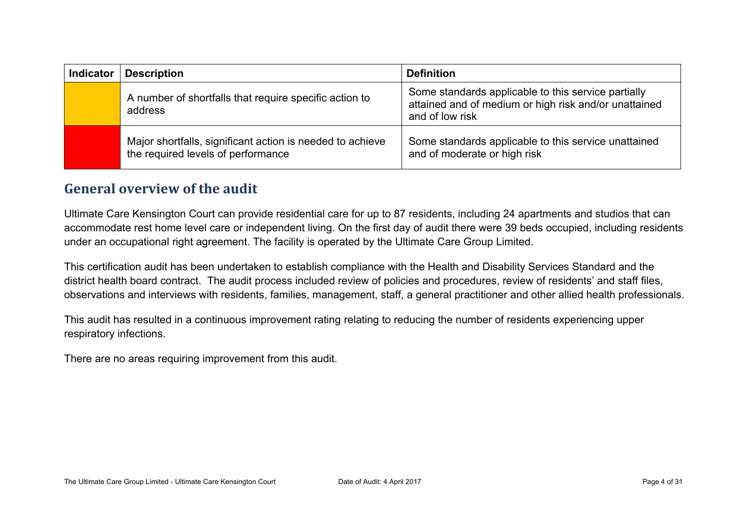| Indicator | Description | Definition |
| --- | --- | --- |
| | A number of shortfalls that require specific action to address | Some standards applicable to this service partially attained and of medium or high risk and/or unattained and of low risk |
| | Major shortfalls, significant action is needed to achieve the required levels of performance | Some standards applicable to this service unattained and of moderate or high risk |

## General overview of the audit

Ultimate Care Kensington Court can provide residential care for up to 87 residents, including 24 apartments and studios that can accommodate rest home level care or independent living. On the first day of audit there were 39 beds occupied, including residents under an occupational right agreement. The facility is operated by the Ultimate Care Group Limited.

This certification audit has been undertaken to establish compliance with the Health and Disability Services Standard and the district health board contract. The audit process included review of policies and procedures, review of residents' and staff files, observations and interviews with residents, families, management, staff, a general practitioner and other allied health professionals.

This audit has resulted in a continuous improvement rating relating to reducing the number of residents experiencing upper respiratory infections.

There are no areas requiring improvement from this audit.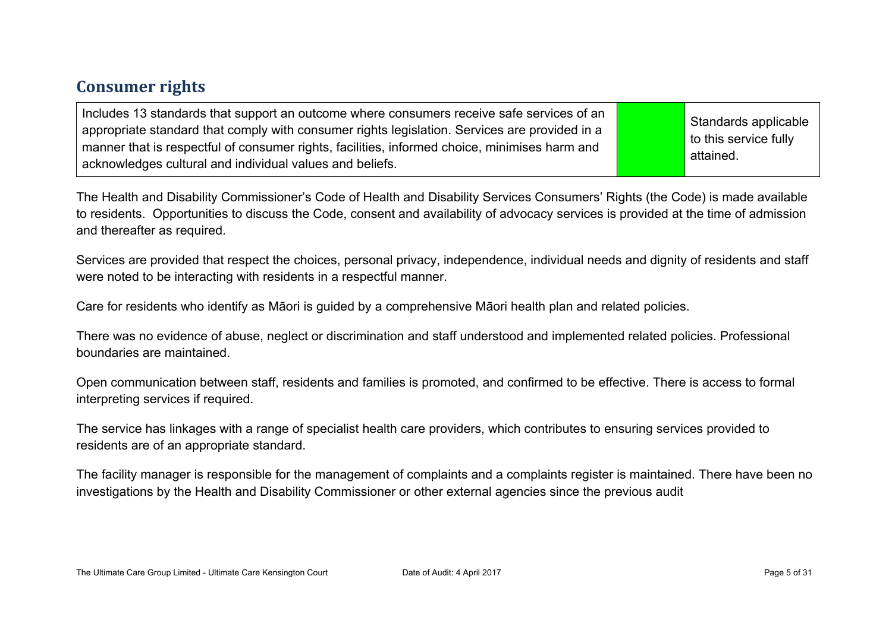## Consumer rights

| Includes 13 standards that support an outcome where consumers receive safe services of an appropriate standard that comply with consumer rights legislation. Services are provided in a manner that is respectful of consumer rights, facilities, informed choice, minimises harm and acknowledges cultural and individual values and beliefs. | | Standards applicable to this service fully attained. |
| --- | --- | --- |

The Health and Disability Commissioner's Code of Health and Disability Services Consumers' Rights (the Code) is made available to residents. Opportunities to discuss the Code, consent and availability of advocacy services is provided at the time of admission and thereafter as required.

Services are provided that respect the choices, personal privacy, independence, individual needs and dignity of residents and staff were noted to be interacting with residents in a respectful manner.

Care for residents who identify as Māori is guided by a comprehensive Māori health plan and related policies.

There was no evidence of abuse, neglect or discrimination and staff understood and implemented related policies. Professional boundaries are maintained.

Open communication between staff, residents and families is promoted, and confirmed to be effective. There is access to formal interpreting services if required.

The service has linkages with a range of specialist health care providers, which contributes to ensuring services provided to residents are of an appropriate standard.

The facility manager is responsible for the management of complaints and a complaints register is maintained. There have been no investigations by the Health and Disability Commissioner or other external agencies since the previous audit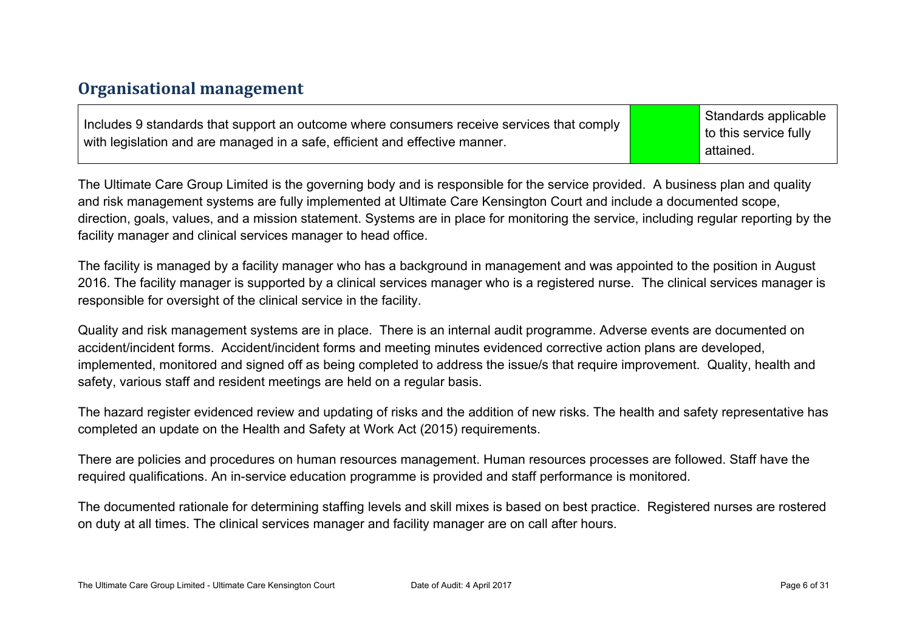## Organisational management

| Includes 9 standards that support an outcome where consumers receive services that comply with legislation and are managed in a safe, efficient and effective manner. | | Standards applicable to this service fully attained. |
|---|---|---|

The Ultimate Care Group Limited is the governing body and is responsible for the service provided. A business plan and quality and risk management systems are fully implemented at Ultimate Care Kensington Court and include a documented scope, direction, goals, values, and a mission statement. Systems are in place for monitoring the service, including regular reporting by the facility manager and clinical services manager to head office.

The facility is managed by a facility manager who has a background in management and was appointed to the position in August 2016. The facility manager is supported by a clinical services manager who is a registered nurse. The clinical services manager is responsible for oversight of the clinical service in the facility.

Quality and risk management systems are in place. There is an internal audit programme. Adverse events are documented on accident/incident forms. Accident/incident forms and meeting minutes evidenced corrective action plans are developed, implemented, monitored and signed off as being completed to address the issue/s that require improvement. Quality, health and safety, various staff and resident meetings are held on a regular basis.

The hazard register evidenced review and updating of risks and the addition of new risks. The health and safety representative has completed an update on the Health and Safety at Work Act (2015) requirements.

There are policies and procedures on human resources management. Human resources processes are followed. Staff have the required qualifications. An in-service education programme is provided and staff performance is monitored.

The documented rationale for determining staffing levels and skill mixes is based on best practice. Registered nurses are rostered on duty at all times. The clinical services manager and facility manager are on call after hours.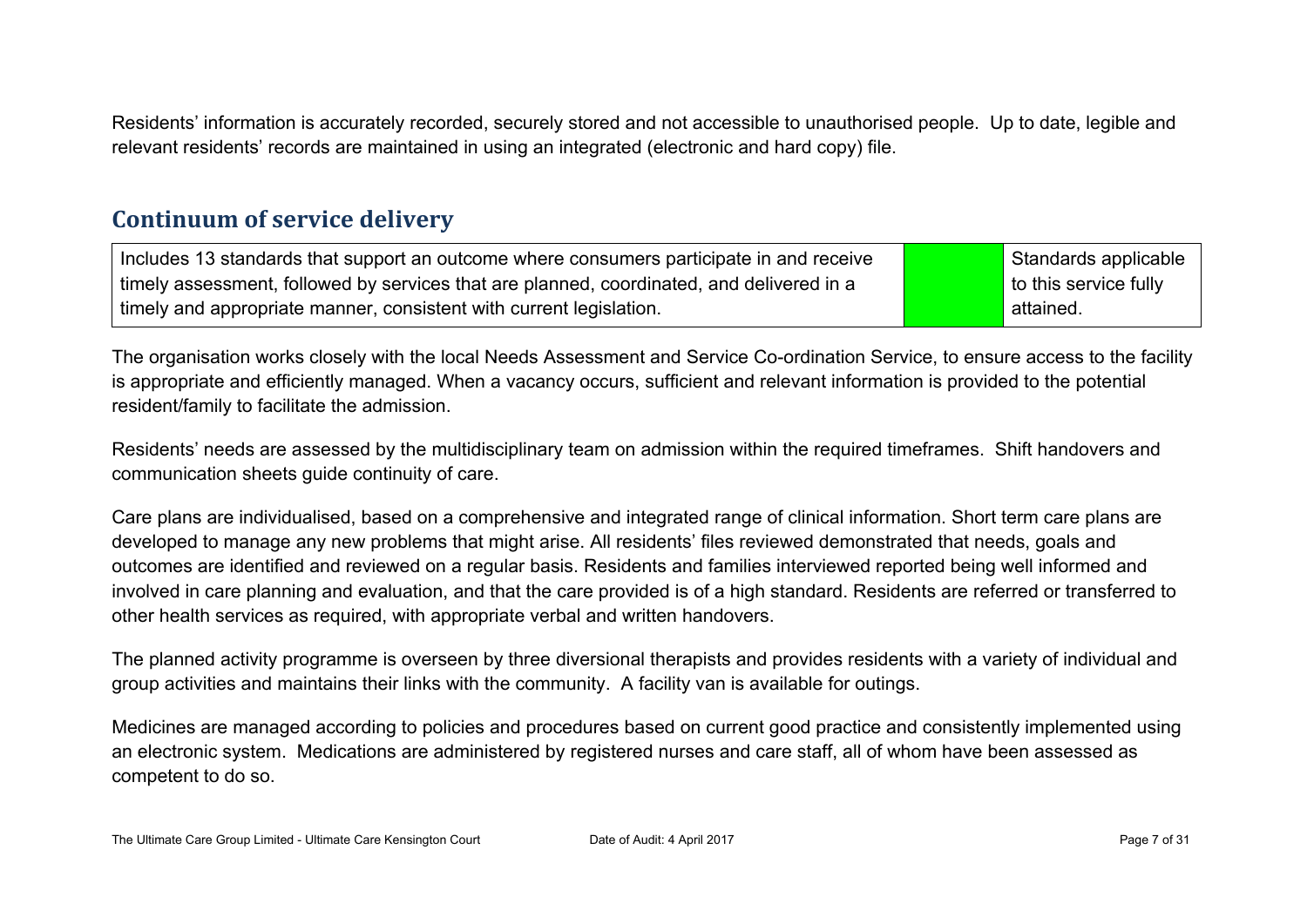Residents' information is accurately recorded, securely stored and not accessible to unauthorised people. Up to date, legible and relevant residents' records are maintained in using an integrated (electronic and hard copy) file.

## Continuum of service delivery

| | | |
|---|---|---|
| Includes 13 standards that support an outcome where consumers participate in and receive timely assessment, followed by services that are planned, coordinated, and delivered in a timely and appropriate manner, consistent with current legislation. | | Standards applicable to this service fully attained. |

The organisation works closely with the local Needs Assessment and Service Co-ordination Service, to ensure access to the facility is appropriate and efficiently managed. When a vacancy occurs, sufficient and relevant information is provided to the potential resident/family to facilitate the admission.

Residents' needs are assessed by the multidisciplinary team on admission within the required timeframes. Shift handovers and communication sheets guide continuity of care.

Care plans are individualised, based on a comprehensive and integrated range of clinical information. Short term care plans are developed to manage any new problems that might arise. All residents' files reviewed demonstrated that needs, goals and outcomes are identified and reviewed on a regular basis. Residents and families interviewed reported being well informed and involved in care planning and evaluation, and that the care provided is of a high standard. Residents are referred or transferred to other health services as required, with appropriate verbal and written handovers.

The planned activity programme is overseen by three diversional therapists and provides residents with a variety of individual and group activities and maintains their links with the community. A facility van is available for outings.

Medicines are managed according to policies and procedures based on current good practice and consistently implemented using an electronic system. Medications are administered by registered nurses and care staff, all of whom have been assessed as competent to do so.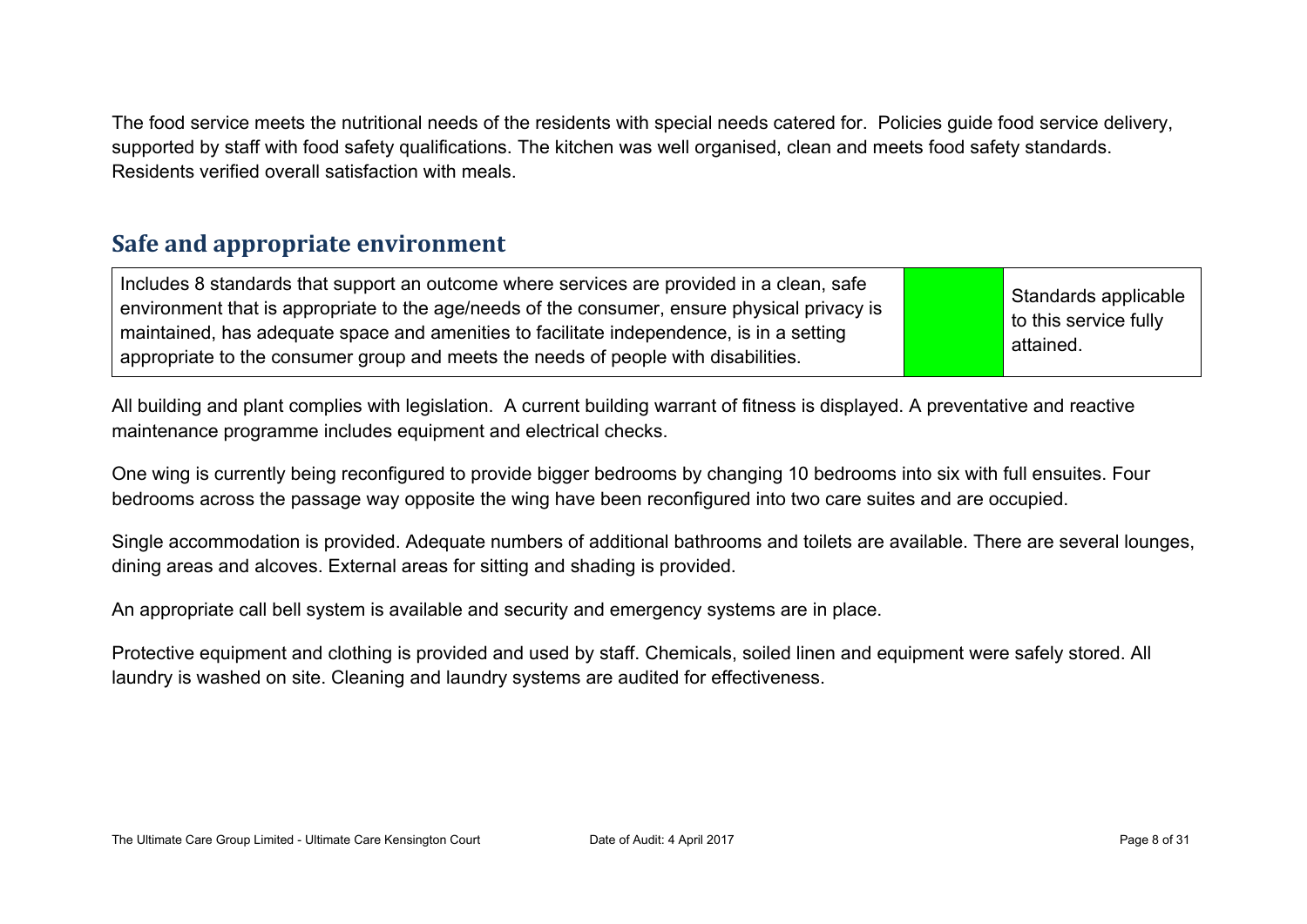The food service meets the nutritional needs of the residents with special needs catered for.  Policies guide food service delivery, supported by staff with food safety qualifications. The kitchen was well organised, clean and meets food safety standards. Residents verified overall satisfaction with meals.

## Safe and appropriate environment

| Includes 8 standards that support an outcome where services are provided in a clean, safe environment that is appropriate to the age/needs of the consumer, ensure physical privacy is maintained, has adequate space and amenities to facilitate independence, is in a setting appropriate to the consumer group and meets the needs of people with disabilities. | | Standards applicable to this service fully attained. |
|---|---|---|

All building and plant complies with legislation.  A current building warrant of fitness is displayed. A preventative and reactive maintenance programme includes equipment and electrical checks.

One wing is currently being reconfigured to provide bigger bedrooms by changing 10 bedrooms into six with full ensuites. Four bedrooms across the passage way opposite the wing have been reconfigured into two care suites and are occupied.

Single accommodation is provided. Adequate numbers of additional bathrooms and toilets are available. There are several lounges, dining areas and alcoves. External areas for sitting and shading is provided.

An appropriate call bell system is available and security and emergency systems are in place.

Protective equipment and clothing is provided and used by staff. Chemicals, soiled linen and equipment were safely stored. All laundry is washed on site. Cleaning and laundry systems are audited for effectiveness.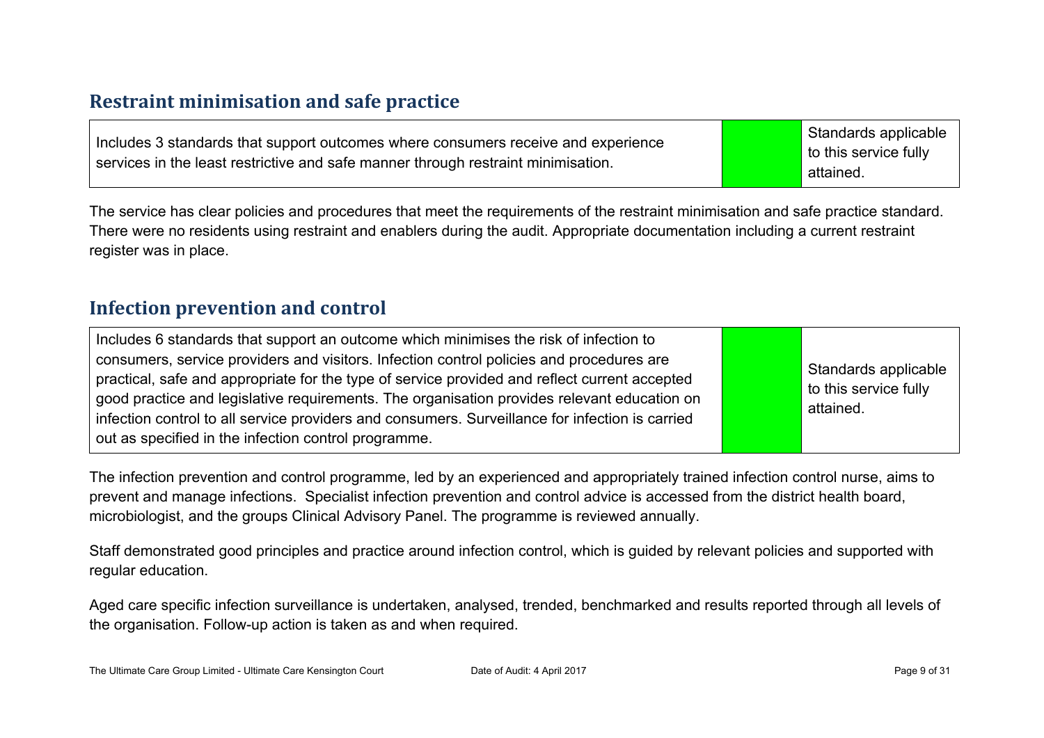## Restraint minimisation and safe practice

| Includes 3 standards that support outcomes where consumers receive and experience services in the least restrictive and safe manner through restraint minimisation. | | Standards applicable to this service fully attained. |
|---|---|---|

The service has clear policies and procedures that meet the requirements of the restraint minimisation and safe practice standard. There were no residents using restraint and enablers during the audit. Appropriate documentation including a current restraint register was in place.

## Infection prevention and control

| Includes 6 standards that support an outcome which minimises the risk of infection to consumers, service providers and visitors. Infection control policies and procedures are practical, safe and appropriate for the type of service provided and reflect current accepted good practice and legislative requirements. The organisation provides relevant education on infection control to all service providers and consumers. Surveillance for infection is carried out as specified in the infection control programme. | | Standards applicable to this service fully attained. |
|---|---|---|

The infection prevention and control programme, led by an experienced and appropriately trained infection control nurse, aims to prevent and manage infections. Specialist infection prevention and control advice is accessed from the district health board, microbiologist, and the groups Clinical Advisory Panel. The programme is reviewed annually.

Staff demonstrated good principles and practice around infection control, which is guided by relevant policies and supported with regular education.

Aged care specific infection surveillance is undertaken, analysed, trended, benchmarked and results reported through all levels of the organisation. Follow-up action is taken as and when required.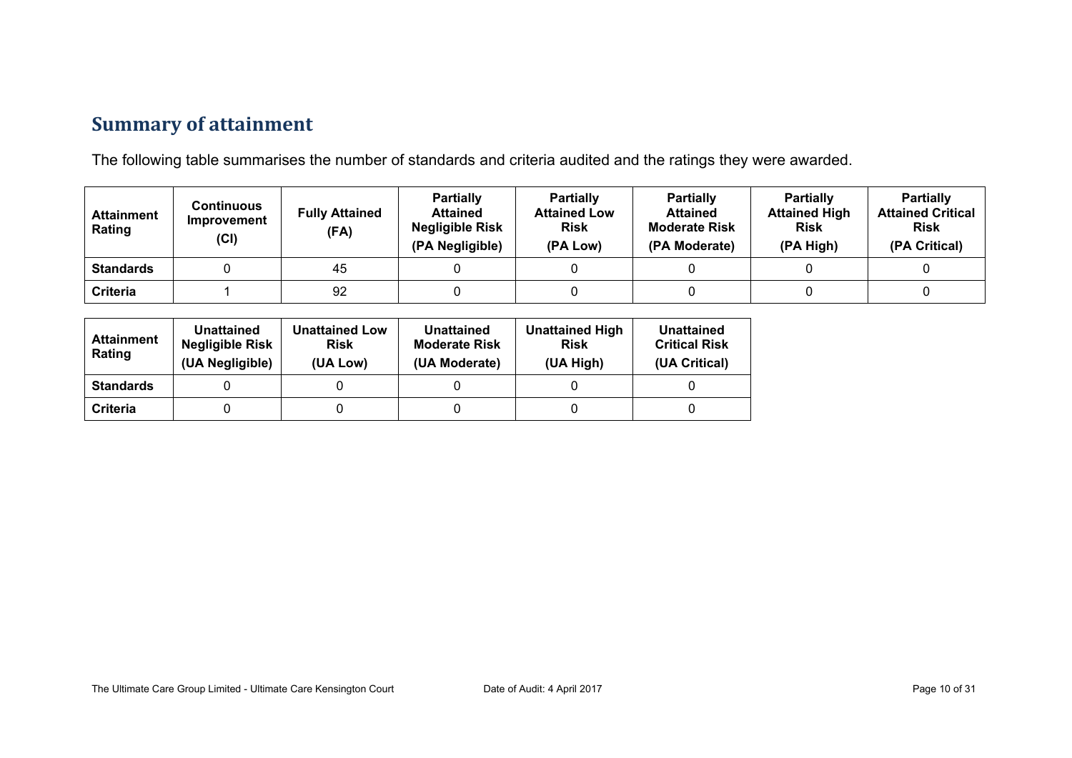## Summary of attainment

The following table summarises the number of standards and criteria audited and the ratings they were awarded.

| Attainment Rating | Continuous Improvement (CI) | Fully Attained (FA) | Partially Attained Negligible Risk (PA Negligible) | Partially Attained Low Risk (PA Low) | Partially Attained Moderate Risk (PA Moderate) | Partially Attained High Risk (PA High) | Partially Attained Critical Risk (PA Critical) |
|---|---|---|---|---|---|---|---|
| **Standards** | 0 | 45 | 0 | 0 | 0 | 0 | 0 |
| **Criteria** | 1 | 92 | 0 | 0 | 0 | 0 | 0 |

| Attainment Rating | Unattained Negligible Risk (UA Negligible) | Unattained Low Risk (UA Low) | Unattained Moderate Risk (UA Moderate) | Unattained High Risk (UA High) | Unattained Critical Risk (UA Critical) |
|---|---|---|---|---|---|
| **Standards** | 0 | 0 | 0 | 0 | 0 |
| **Criteria** | 0 | 0 | 0 | 0 | 0 |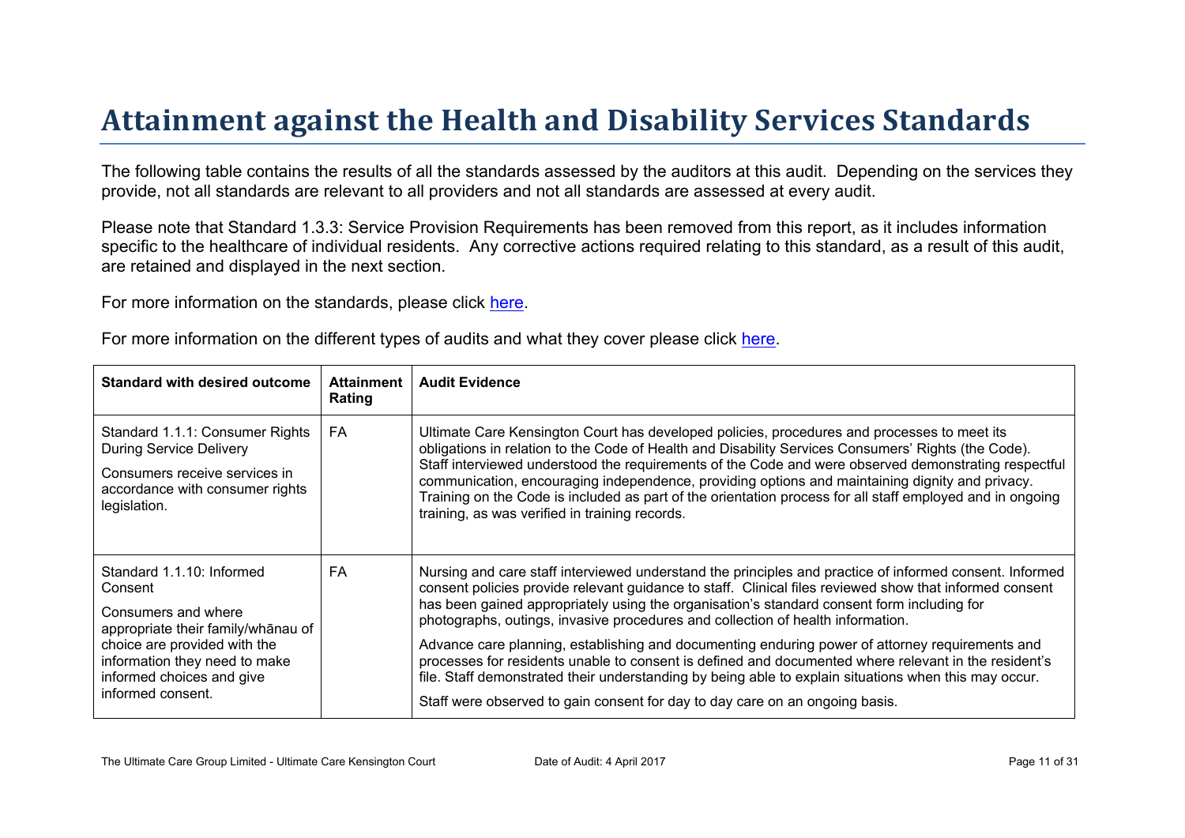# Attainment against the Health and Disability Services Standards

The following table contains the results of all the standards assessed by the auditors at this audit. Depending on the services they provide, not all standards are relevant to all providers and not all standards are assessed at every audit.

Please note that Standard 1.3.3: Service Provision Requirements has been removed from this report, as it includes information specific to the healthcare of individual residents. Any corrective actions required relating to this standard, as a result of this audit, are retained and displayed in the next section.

For more information on the standards, please click here.

For more information on the different types of audits and what they cover please click here.

| Standard with desired outcome | Attainment Rating | Audit Evidence |
|---|---|---|
| Standard 1.1.1: Consumer Rights During Service Delivery<br><br>Consumers receive services in accordance with consumer rights legislation. | FA | Ultimate Care Kensington Court has developed policies, procedures and processes to meet its obligations in relation to the Code of Health and Disability Services Consumers' Rights (the Code). Staff interviewed understood the requirements of the Code and were observed demonstrating respectful communication, encouraging independence, providing options and maintaining dignity and privacy. Training on the Code is included as part of the orientation process for all staff employed and in ongoing training, as was verified in training records. |
| Standard 1.1.10: Informed Consent<br><br>Consumers and where appropriate their family/whānau of choice are provided with the information they need to make informed choices and give informed consent. | FA | Nursing and care staff interviewed understand the principles and practice of informed consent. Informed consent policies provide relevant guidance to staff. Clinical files reviewed show that informed consent has been gained appropriately using the organisation's standard consent form including for photographs, outings, invasive procedures and collection of health information.<br><br>Advance care planning, establishing and documenting enduring power of attorney requirements and processes for residents unable to consent is defined and documented where relevant in the resident's file. Staff demonstrated their understanding by being able to explain situations when this may occur.<br><br>Staff were observed to gain consent for day to day care on an ongoing basis. |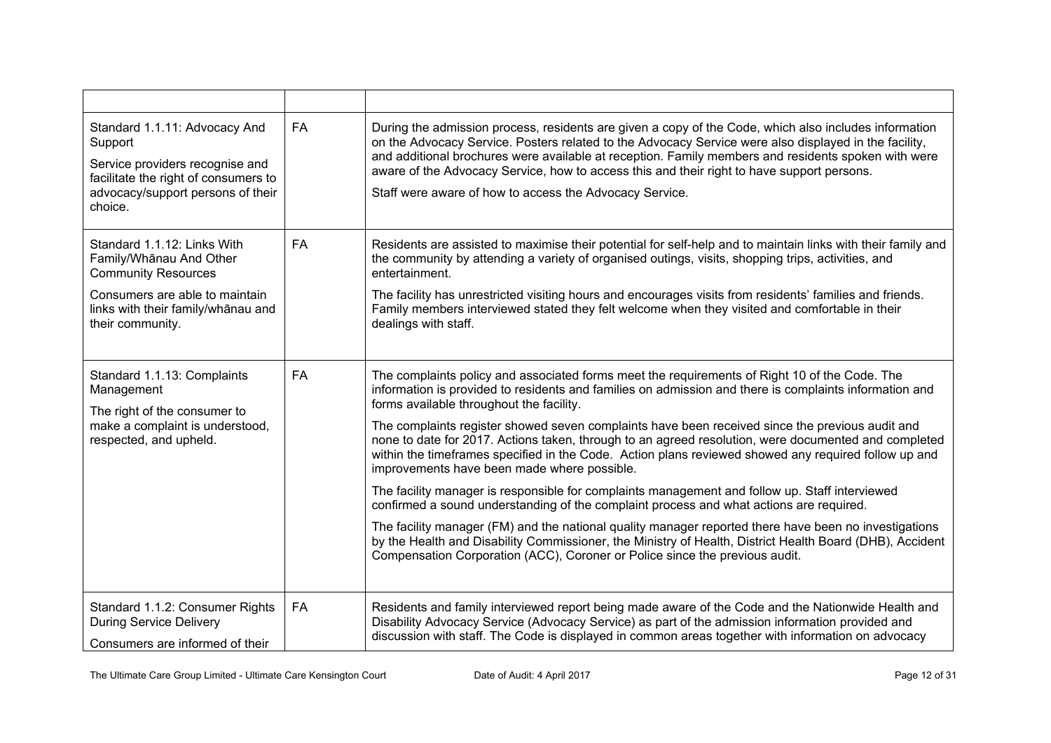| | | |
|---|---|---|
| Standard 1.1.11: Advocacy And Support<br>Service providers recognise and facilitate the right of consumers to advocacy/support persons of their choice. | FA | During the admission process, residents are given a copy of the Code, which also includes information on the Advocacy Service. Posters related to the Advocacy Service were also displayed in the facility, and additional brochures were available at reception. Family members and residents spoken with were aware of the Advocacy Service, how to access this and their right to have support persons.<br>Staff were aware of how to access the Advocacy Service. |
| Standard 1.1.12: Links With Family/Whānau And Other Community Resources<br>Consumers are able to maintain links with their family/whānau and their community. | FA | Residents are assisted to maximise their potential for self-help and to maintain links with their family and the community by attending a variety of organised outings, visits, shopping trips, activities, and entertainment.<br>The facility has unrestricted visiting hours and encourages visits from residents' families and friends. Family members interviewed stated they felt welcome when they visited and comfortable in their dealings with staff. |
| Standard 1.1.13: Complaints Management<br>The right of the consumer to make a complaint is understood, respected, and upheld. | FA | The complaints policy and associated forms meet the requirements of Right 10 of the Code. The information is provided to residents and families on admission and there is complaints information and forms available throughout the facility.<br>The complaints register showed seven complaints have been received since the previous audit and none to date for 2017. Actions taken, through to an agreed resolution, were documented and completed within the timeframes specified in the Code. Action plans reviewed showed any required follow up and improvements have been made where possible.<br>The facility manager is responsible for complaints management and follow up. Staff interviewed confirmed a sound understanding of the complaint process and what actions are required.<br>The facility manager (FM) and the national quality manager reported there have been no investigations by the Health and Disability Commissioner, the Ministry of Health, District Health Board (DHB), Accident Compensation Corporation (ACC), Coroner or Police since the previous audit. |
| Standard 1.1.2: Consumer Rights During Service Delivery<br>Consumers are informed of their | FA | Residents and family interviewed report being made aware of the Code and the Nationwide Health and Disability Advocacy Service (Advocacy Service) as part of the admission information provided and discussion with staff. The Code is displayed in common areas together with information on advocacy |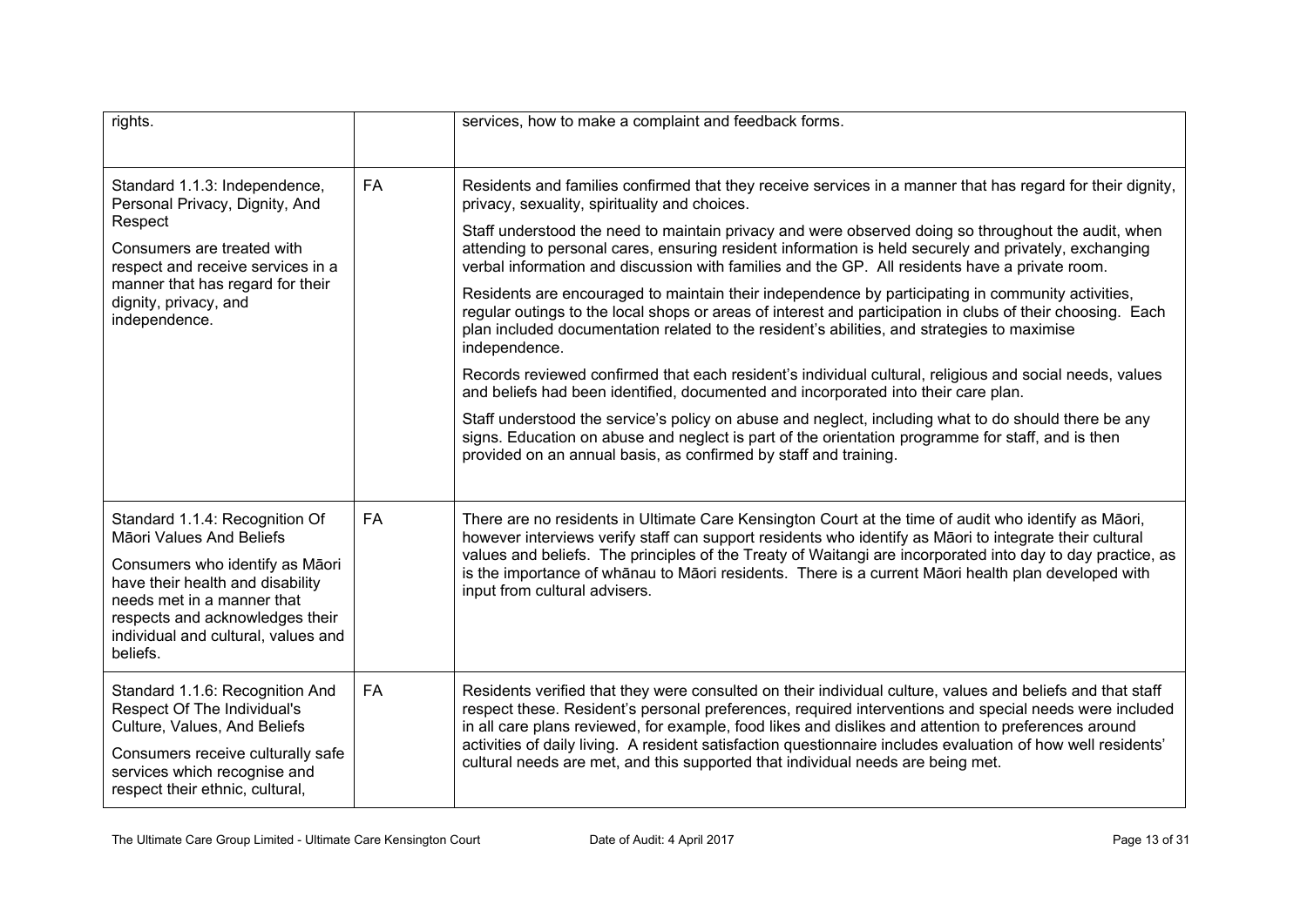| | | |
|---|---|---|
| rights. | | services, how to make a complaint and feedback forms. |
| Standard 1.1.3: Independence, Personal Privacy, Dignity, And Respect<br><br>Consumers are treated with respect and receive services in a manner that has regard for their dignity, privacy, and independence. | FA | Residents and families confirmed that they receive services in a manner that has regard for their dignity, privacy, sexuality, spirituality and choices.<br><br>Staff understood the need to maintain privacy and were observed doing so throughout the audit, when attending to personal cares, ensuring resident information is held securely and privately, exchanging verbal information and discussion with families and the GP. All residents have a private room.<br><br>Residents are encouraged to maintain their independence by participating in community activities, regular outings to the local shops or areas of interest and participation in clubs of their choosing. Each plan included documentation related to the resident's abilities, and strategies to maximise independence.<br><br>Records reviewed confirmed that each resident's individual cultural, religious and social needs, values and beliefs had been identified, documented and incorporated into their care plan.<br><br>Staff understood the service's policy on abuse and neglect, including what to do should there be any signs. Education on abuse and neglect is part of the orientation programme for staff, and is then provided on an annual basis, as confirmed by staff and training. |
| Standard 1.1.4: Recognition Of Māori Values And Beliefs<br><br>Consumers who identify as Māori have their health and disability needs met in a manner that respects and acknowledges their individual and cultural, values and beliefs. | FA | There are no residents in Ultimate Care Kensington Court at the time of audit who identify as Māori, however interviews verify staff can support residents who identify as Māori to integrate their cultural values and beliefs. The principles of the Treaty of Waitangi are incorporated into day to day practice, as is the importance of whānau to Māori residents. There is a current Māori health plan developed with input from cultural advisers. |
| Standard 1.1.6: Recognition And Respect Of The Individual's Culture, Values, And Beliefs<br><br>Consumers receive culturally safe services which recognise and respect their ethnic, cultural, | FA | Residents verified that they were consulted on their individual culture, values and beliefs and that staff respect these. Resident's personal preferences, required interventions and special needs were included in all care plans reviewed, for example, food likes and dislikes and attention to preferences around activities of daily living. A resident satisfaction questionnaire includes evaluation of how well residents' cultural needs are met, and this supported that individual needs are being met. |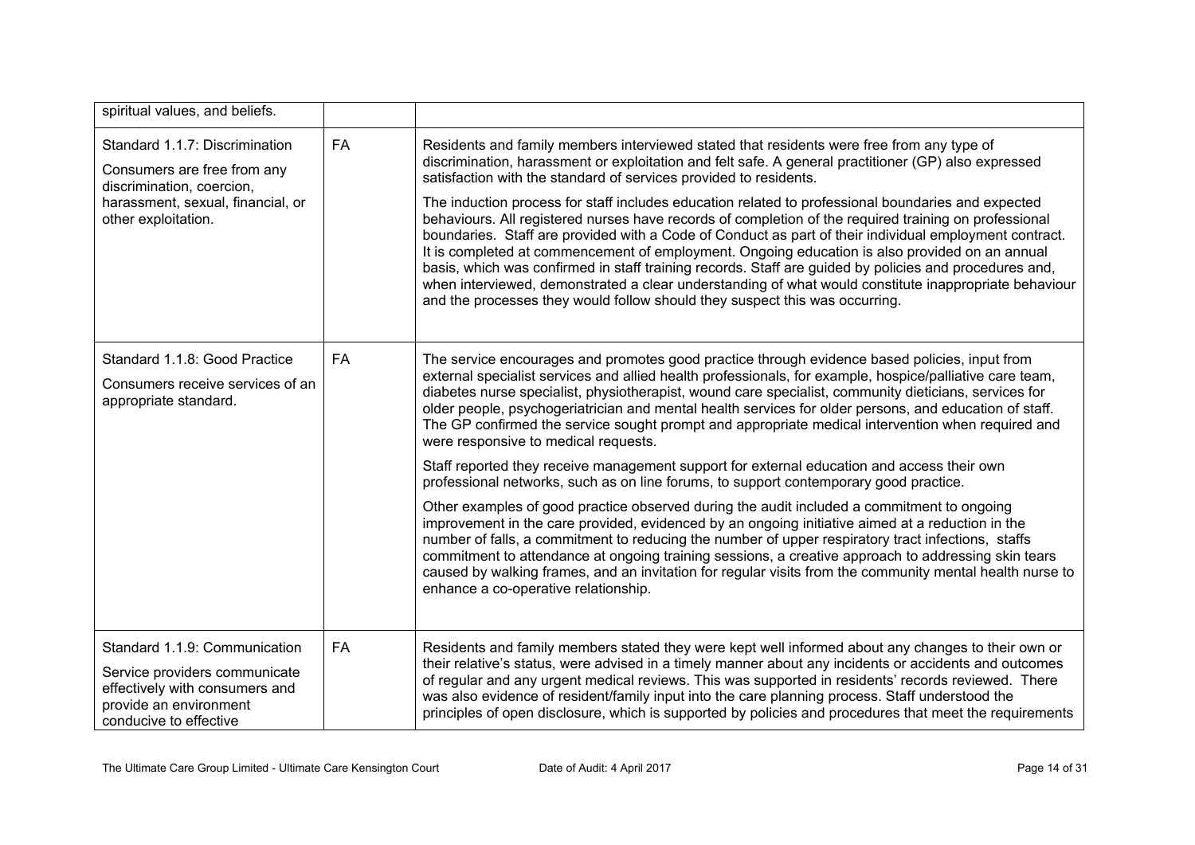| | | |
|---|---|---|
| spiritual values, and beliefs. | | |
| Standard 1.1.7: Discrimination<br><br>Consumers are free from any discrimination, coercion, harassment, sexual, financial, or other exploitation. | FA | Residents and family members interviewed stated that residents were free from any type of discrimination, harassment or exploitation and felt safe. A general practitioner (GP) also expressed satisfaction with the standard of services provided to residents.<br><br>The induction process for staff includes education related to professional boundaries and expected behaviours. All registered nurses have records of completion of the required training on professional boundaries. Staff are provided with a Code of Conduct as part of their individual employment contract. It is completed at commencement of employment. Ongoing education is also provided on an annual basis, which was confirmed in staff training records. Staff are guided by policies and procedures and, when interviewed, demonstrated a clear understanding of what would constitute inappropriate behaviour and the processes they would follow should they suspect this was occurring. |
| Standard 1.1.8: Good Practice<br><br>Consumers receive services of an appropriate standard. | FA | The service encourages and promotes good practice through evidence based policies, input from external specialist services and allied health professionals, for example, hospice/palliative care team, diabetes nurse specialist, physiotherapist, wound care specialist, community dieticians, services for older people, psychogeriatrician and mental health services for older persons, and education of staff. The GP confirmed the service sought prompt and appropriate medical intervention when required and were responsive to medical requests.<br><br>Staff reported they receive management support for external education and access their own professional networks, such as on line forums, to support contemporary good practice.<br><br>Other examples of good practice observed during the audit included a commitment to ongoing improvement in the care provided, evidenced by an ongoing initiative aimed at a reduction in the number of falls, a commitment to reducing the number of upper respiratory tract infections, staffs commitment to attendance at ongoing training sessions, a creative approach to addressing skin tears caused by walking frames, and an invitation for regular visits from the community mental health nurse to enhance a co-operative relationship. |
| Standard 1.1.9: Communication<br><br>Service providers communicate effectively with consumers and provide an environment conducive to effective | FA | Residents and family members stated they were kept well informed about any changes to their own or their relative's status, were advised in a timely manner about any incidents or accidents and outcomes of regular and any urgent medical reviews. This was supported in residents' records reviewed. There was also evidence of resident/family input into the care planning process. Staff understood the principles of open disclosure, which is supported by policies and procedures that meet the requirements |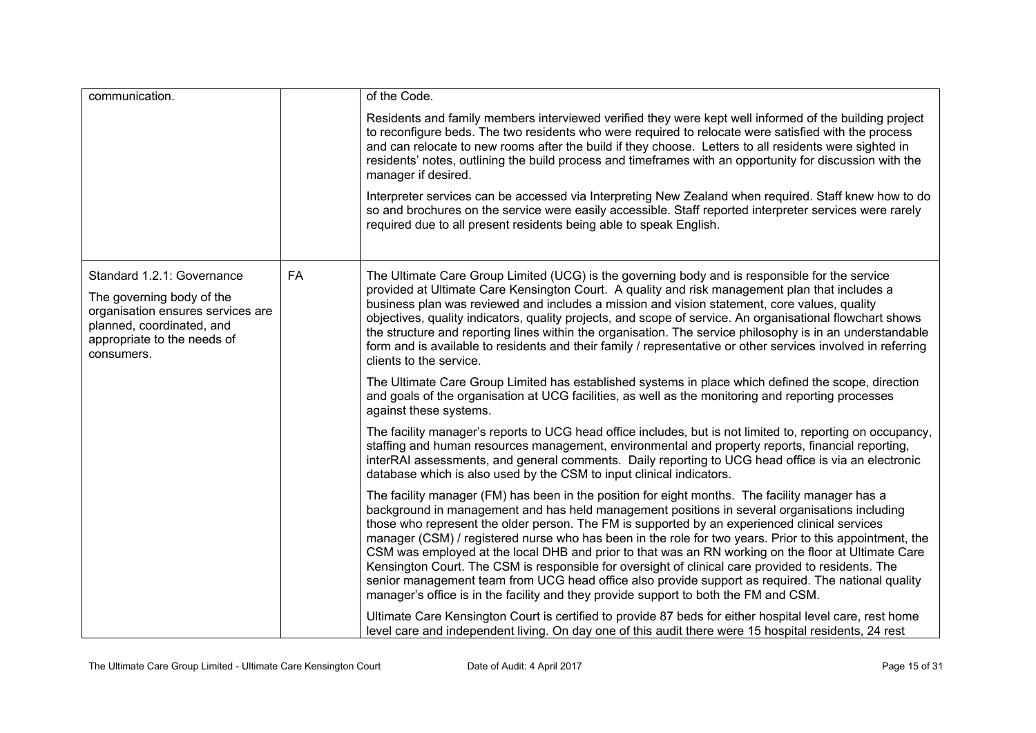| | | |
|---|---|---|
| communication. | | of the Code.<br><br>Residents and family members interviewed verified they were kept well informed of the building project to reconfigure beds. The two residents who were required to relocate were satisfied with the process and can relocate to new rooms after the build if they choose. Letters to all residents were sighted in residents' notes, outlining the build process and timeframes with an opportunity for discussion with the manager if desired.<br><br>Interpreter services can be accessed via Interpreting New Zealand when required. Staff knew how to do so and brochures on the service were easily accessible. Staff reported interpreter services were rarely required due to all present residents being able to speak English. |
| Standard 1.2.1: Governance<br><br>The governing body of the organisation ensures services are planned, coordinated, and appropriate to the needs of consumers. | FA | The Ultimate Care Group Limited (UCG) is the governing body and is responsible for the service provided at Ultimate Care Kensington Court. A quality and risk management plan that includes a business plan was reviewed and includes a mission and vision statement, core values, quality objectives, quality indicators, quality projects, and scope of service. An organisational flowchart shows the structure and reporting lines within the organisation. The service philosophy is in an understandable form and is available to residents and their family / representative or other services involved in referring clients to the service.<br><br>The Ultimate Care Group Limited has established systems in place which defined the scope, direction and goals of the organisation at UCG facilities, as well as the monitoring and reporting processes against these systems.<br><br>The facility manager's reports to UCG head office includes, but is not limited to, reporting on occupancy, staffing and human resources management, environmental and property reports, financial reporting, interRAI assessments, and general comments. Daily reporting to UCG head office is via an electronic database which is also used by the CSM to input clinical indicators.<br><br>The facility manager (FM) has been in the position for eight months. The facility manager has a background in management and has held management positions in several organisations including those who represent the older person. The FM is supported by an experienced clinical services manager (CSM) / registered nurse who has been in the role for two years. Prior to this appointment, the CSM was employed at the local DHB and prior to that was an RN working on the floor at Ultimate Care Kensington Court. The CSM is responsible for oversight of clinical care provided to residents. The senior management team from UCG head office also provide support as required. The national quality manager's office is in the facility and they provide support to both the FM and CSM.<br><br>Ultimate Care Kensington Court is certified to provide 87 beds for either hospital level care, rest home level care and independent living. On day one of this audit there were 15 hospital residents, 24 rest |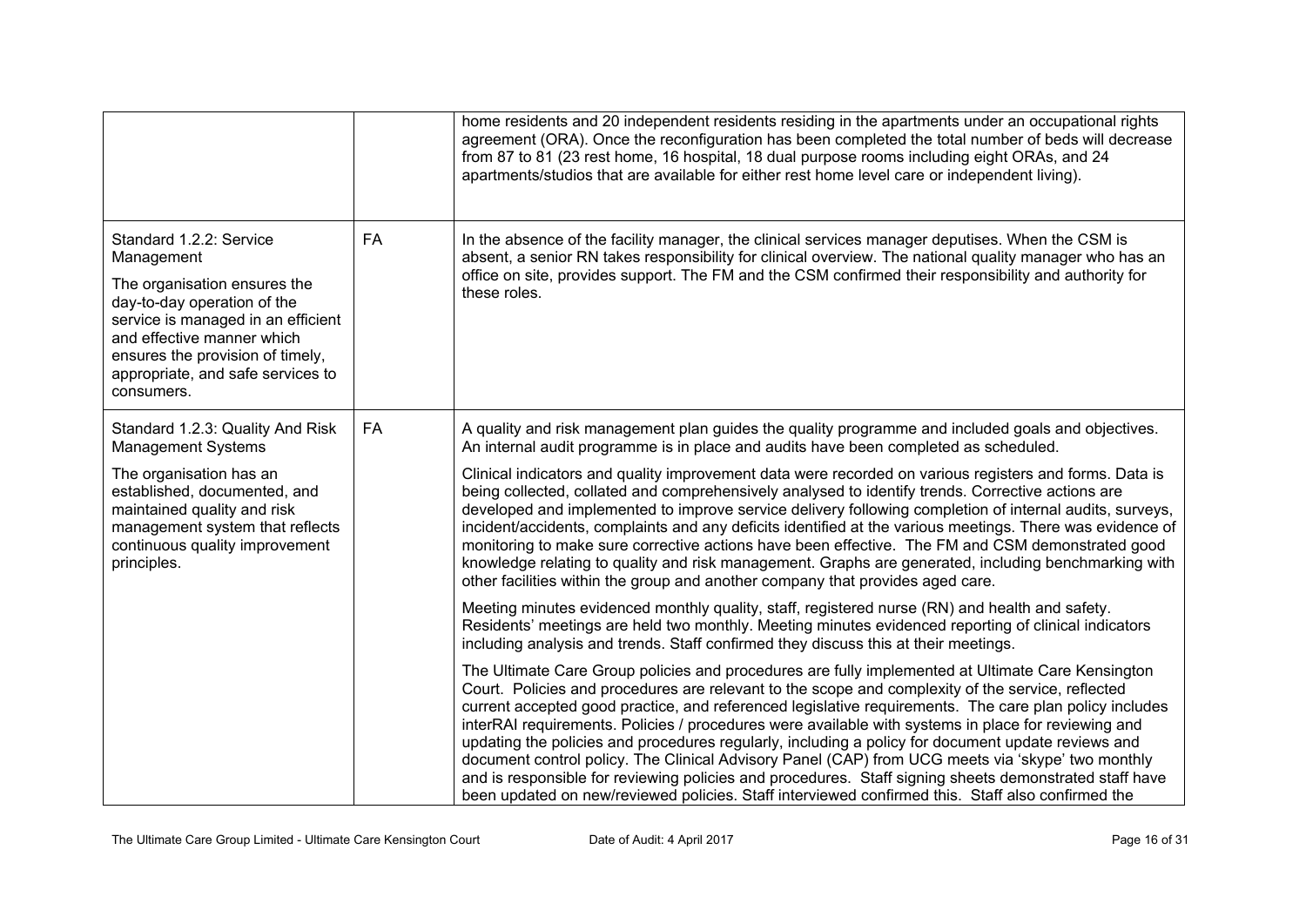|  |  |  |
| --- | --- | --- |
|  |  | home residents and 20 independent residents residing in the apartments under an occupational rights agreement (ORA). Once the reconfiguration has been completed the total number of beds will decrease from 87 to 81 (23 rest home, 16 hospital, 18 dual purpose rooms including eight ORAs, and 24 apartments/studios that are available for either rest home level care or independent living). |
| Standard 1.2.2: Service Management<br><br>The organisation ensures the day-to-day operation of the service is managed in an efficient and effective manner which ensures the provision of timely, appropriate, and safe services to consumers. | FA | In the absence of the facility manager, the clinical services manager deputises. When the CSM is absent, a senior RN takes responsibility for clinical overview. The national quality manager who has an office on site, provides support. The FM and the CSM confirmed their responsibility and authority for these roles. |
| Standard 1.2.3: Quality And Risk Management Systems<br><br>The organisation has an established, documented, and maintained quality and risk management system that reflects continuous quality improvement principles. | FA | A quality and risk management plan guides the quality programme and included goals and objectives. An internal audit programme is in place and audits have been completed as scheduled.<br><br>Clinical indicators and quality improvement data were recorded on various registers and forms. Data is being collected, collated and comprehensively analysed to identify trends. Corrective actions are developed and implemented to improve service delivery following completion of internal audits, surveys, incident/accidents, complaints and any deficits identified at the various meetings. There was evidence of monitoring to make sure corrective actions have been effective. The FM and CSM demonstrated good knowledge relating to quality and risk management. Graphs are generated, including benchmarking with other facilities within the group and another company that provides aged care.<br><br>Meeting minutes evidenced monthly quality, staff, registered nurse (RN) and health and safety. Residents' meetings are held two monthly. Meeting minutes evidenced reporting of clinical indicators including analysis and trends. Staff confirmed they discuss this at their meetings.<br><br>The Ultimate Care Group policies and procedures are fully implemented at Ultimate Care Kensington Court. Policies and procedures are relevant to the scope and complexity of the service, reflected current accepted good practice, and referenced legislative requirements. The care plan policy includes interRAI requirements. Policies / procedures were available with systems in place for reviewing and updating the policies and procedures regularly, including a policy for document update reviews and document control policy. The Clinical Advisory Panel (CAP) from UCG meets via 'skype' two monthly and is responsible for reviewing policies and procedures. Staff signing sheets demonstrated staff have been updated on new/reviewed policies. Staff interviewed confirmed this. Staff also confirmed the |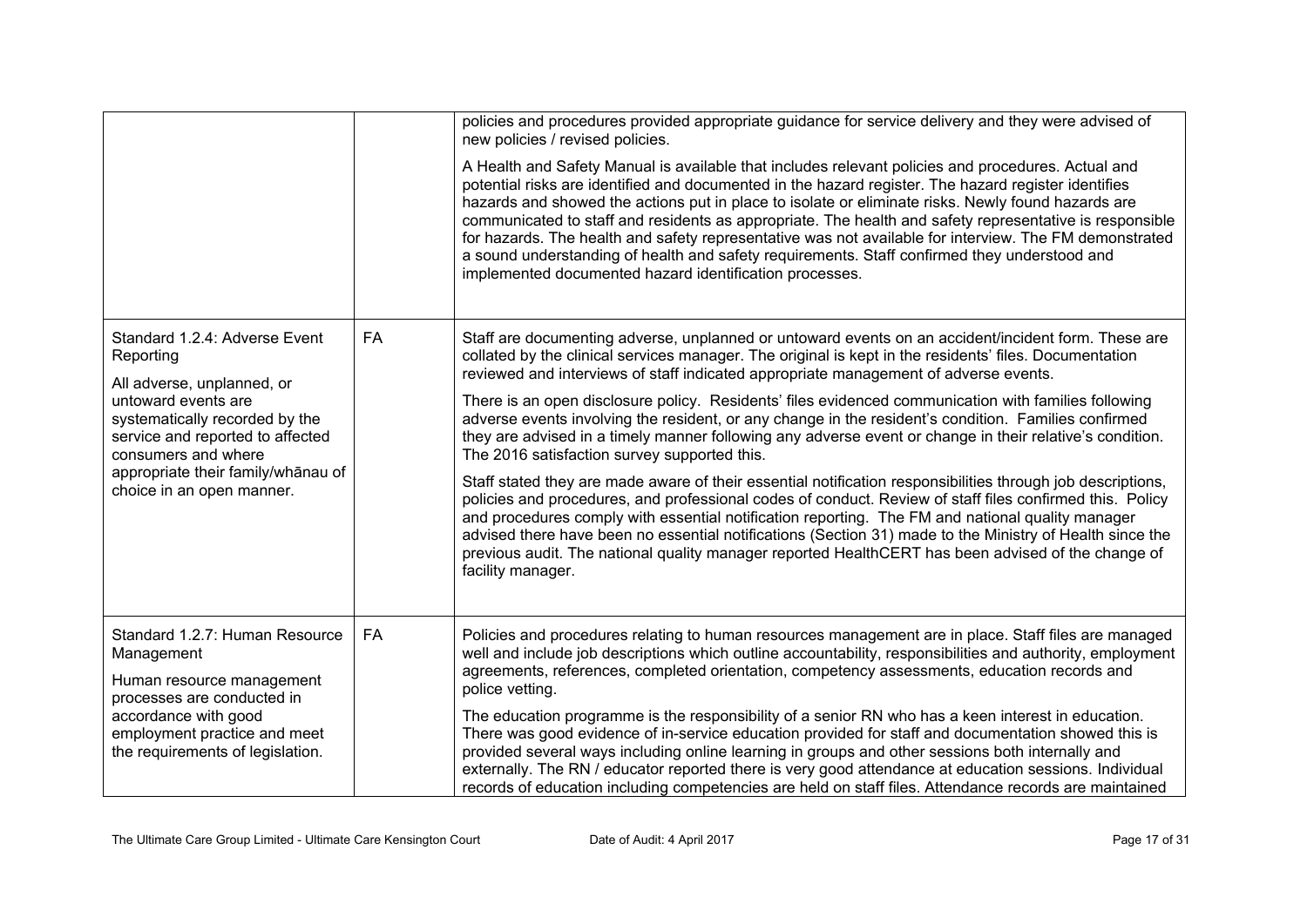| | | |
|---|---|---|
| | | policies and procedures provided appropriate guidance for service delivery and they were advised of new policies / revised policies.<br><br>A Health and Safety Manual is available that includes relevant policies and procedures. Actual and potential risks are identified and documented in the hazard register. The hazard register identifies hazards and showed the actions put in place to isolate or eliminate risks. Newly found hazards are communicated to staff and residents as appropriate. The health and safety representative is responsible for hazards. The health and safety representative was not available for interview. The FM demonstrated a sound understanding of health and safety requirements. Staff confirmed they understood and implemented documented hazard identification processes. |
| Standard 1.2.4: Adverse Event Reporting<br><br>All adverse, unplanned, or untoward events are systematically recorded by the service and reported to affected consumers and where appropriate their family/whānau of choice in an open manner. | FA | Staff are documenting adverse, unplanned or untoward events on an accident/incident form. These are collated by the clinical services manager. The original is kept in the residents' files. Documentation reviewed and interviews of staff indicated appropriate management of adverse events.<br><br>There is an open disclosure policy. Residents' files evidenced communication with families following adverse events involving the resident, or any change in the resident's condition. Families confirmed they are advised in a timely manner following any adverse event or change in their relative's condition. The 2016 satisfaction survey supported this.<br><br>Staff stated they are made aware of their essential notification responsibilities through job descriptions, policies and procedures, and professional codes of conduct. Review of staff files confirmed this. Policy and procedures comply with essential notification reporting. The FM and national quality manager advised there have been no essential notifications (Section 31) made to the Ministry of Health since the previous audit. The national quality manager reported HealthCERT has been advised of the change of facility manager. |
| Standard 1.2.7: Human Resource Management<br><br>Human resource management processes are conducted in accordance with good employment practice and meet the requirements of legislation. | FA | Policies and procedures relating to human resources management are in place. Staff files are managed well and include job descriptions which outline accountability, responsibilities and authority, employment agreements, references, completed orientation, competency assessments, education records and police vetting.<br><br>The education programme is the responsibility of a senior RN who has a keen interest in education. There was good evidence of in-service education provided for staff and documentation showed this is provided several ways including online learning in groups and other sessions both internally and externally. The RN / educator reported there is very good attendance at education sessions. Individual records of education including competencies are held on staff files. Attendance records are maintained |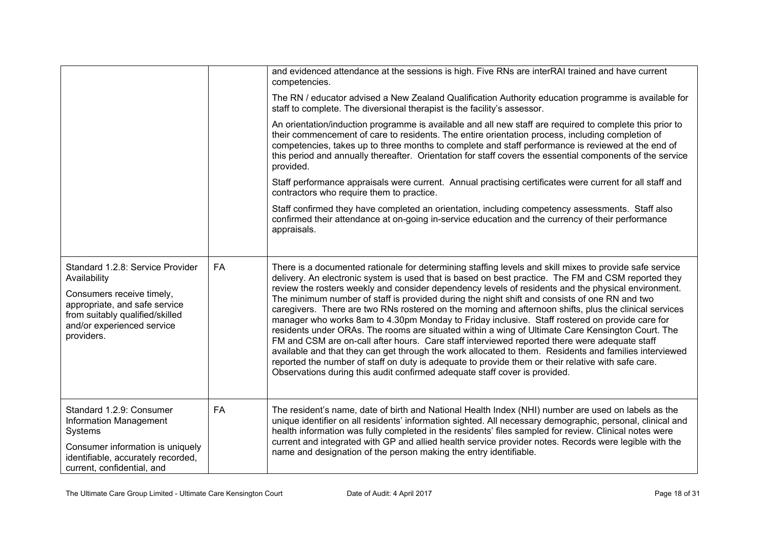| | | |
|---|---|---|
| | | and evidenced attendance at the sessions is high. Five RNs are interRAI trained and have current competencies.<br><br>The RN / educator advised a New Zealand Qualification Authority education programme is available for staff to complete. The diversional therapist is the facility's assessor.<br><br>An orientation/induction programme is available and all new staff are required to complete this prior to their commencement of care to residents. The entire orientation process, including completion of competencies, takes up to three months to complete and staff performance is reviewed at the end of this period and annually thereafter. Orientation for staff covers the essential components of the service provided.<br><br>Staff performance appraisals were current. Annual practising certificates were current for all staff and contractors who require them to practice.<br><br>Staff confirmed they have completed an orientation, including competency assessments. Staff also confirmed their attendance at on-going in-service education and the currency of their performance appraisals. |
| Standard 1.2.8: Service Provider Availability<br><br>Consumers receive timely, appropriate, and safe service from suitably qualified/skilled and/or experienced service providers. | FA | There is a documented rationale for determining staffing levels and skill mixes to provide safe service delivery. An electronic system is used that is based on best practice. The FM and CSM reported they review the rosters weekly and consider dependency levels of residents and the physical environment. The minimum number of staff is provided during the night shift and consists of one RN and two caregivers. There are two RNs rostered on the morning and afternoon shifts, plus the clinical services manager who works 8am to 4.30pm Monday to Friday inclusive. Staff rostered on provide care for residents under ORAs. The rooms are situated within a wing of Ultimate Care Kensington Court. The FM and CSM are on-call after hours. Care staff interviewed reported there were adequate staff available and that they can get through the work allocated to them. Residents and families interviewed reported the number of staff on duty is adequate to provide them or their relative with safe care. Observations during this audit confirmed adequate staff cover is provided. |
| Standard 1.2.9: Consumer Information Management Systems<br><br>Consumer information is uniquely identifiable, accurately recorded, current, confidential, and | FA | The resident's name, date of birth and National Health Index (NHI) number are used on labels as the unique identifier on all residents' information sighted. All necessary demographic, personal, clinical and health information was fully completed in the residents' files sampled for review. Clinical notes were current and integrated with GP and allied health service provider notes. Records were legible with the name and designation of the person making the entry identifiable. |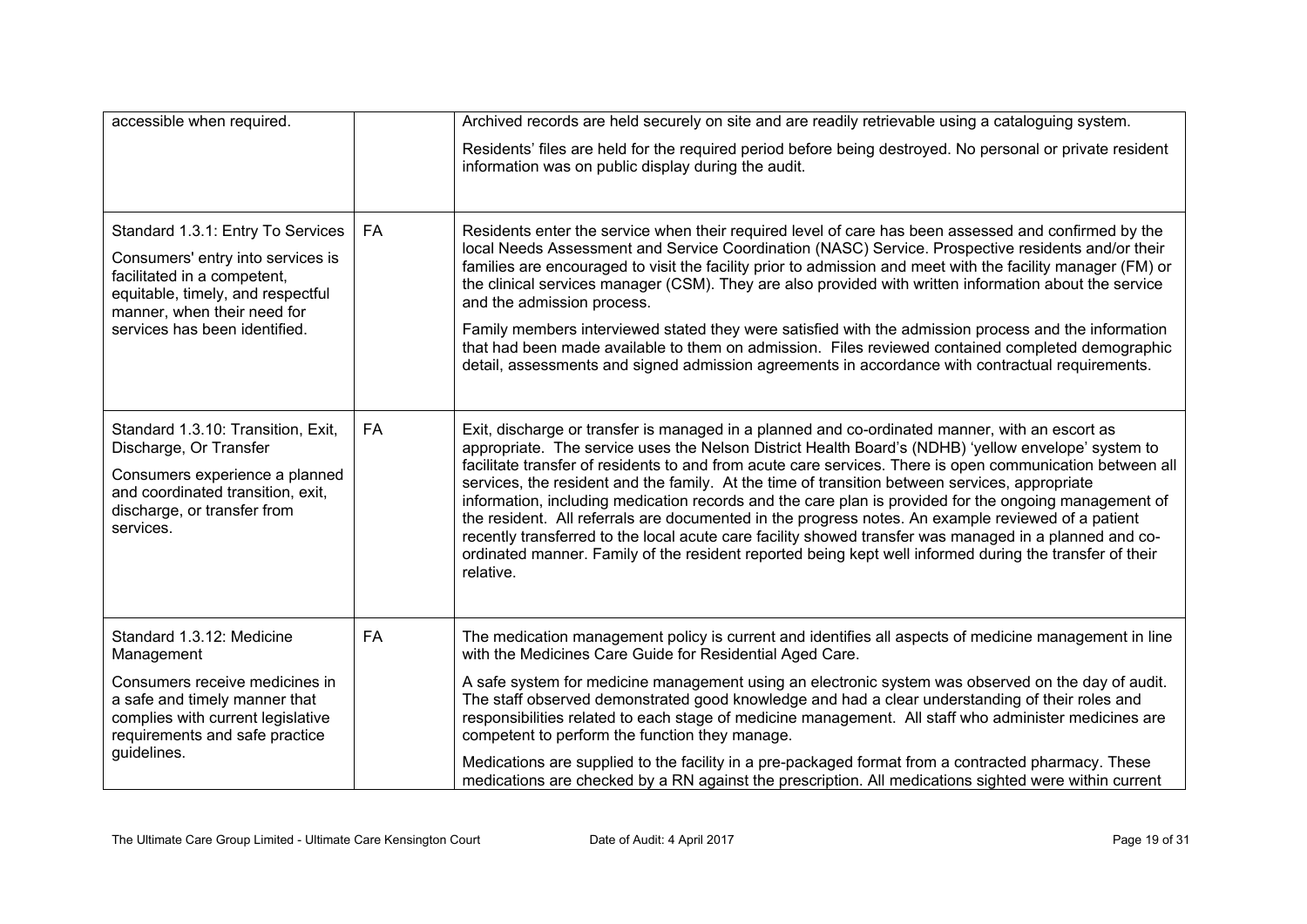| | | |
|---|---|---|
| accessible when required. | | Archived records are held securely on site and are readily retrievable using a cataloguing system.<br><br>Residents' files are held for the required period before being destroyed. No personal or private resident information was on public display during the audit. |
| Standard 1.3.1: Entry To Services<br><br>Consumers' entry into services is facilitated in a competent, equitable, timely, and respectful manner, when their need for services has been identified. | FA | Residents enter the service when their required level of care has been assessed and confirmed by the local Needs Assessment and Service Coordination (NASC) Service. Prospective residents and/or their families are encouraged to visit the facility prior to admission and meet with the facility manager (FM) or the clinical services manager (CSM). They are also provided with written information about the service and the admission process.<br><br>Family members interviewed stated they were satisfied with the admission process and the information that had been made available to them on admission. Files reviewed contained completed demographic detail, assessments and signed admission agreements in accordance with contractual requirements. |
| Standard 1.3.10: Transition, Exit, Discharge, Or Transfer<br><br>Consumers experience a planned and coordinated transition, exit, discharge, or transfer from services. | FA | Exit, discharge or transfer is managed in a planned and co-ordinated manner, with an escort as appropriate. The service uses the Nelson District Health Board's (NDHB) 'yellow envelope' system to facilitate transfer of residents to and from acute care services. There is open communication between all services, the resident and the family. At the time of transition between services, appropriate information, including medication records and the care plan is provided for the ongoing management of the resident. All referrals are documented in the progress notes. An example reviewed of a patient recently transferred to the local acute care facility showed transfer was managed in a planned and co-ordinated manner. Family of the resident reported being kept well informed during the transfer of their relative. |
| Standard 1.3.12: Medicine Management<br><br>Consumers receive medicines in a safe and timely manner that complies with current legislative requirements and safe practice guidelines. | FA | The medication management policy is current and identifies all aspects of medicine management in line with the Medicines Care Guide for Residential Aged Care.<br><br>A safe system for medicine management using an electronic system was observed on the day of audit. The staff observed demonstrated good knowledge and had a clear understanding of their roles and responsibilities related to each stage of medicine management. All staff who administer medicines are competent to perform the function they manage.<br><br>Medications are supplied to the facility in a pre-packaged format from a contracted pharmacy. These medications are checked by a RN against the prescription. All medications sighted were within current |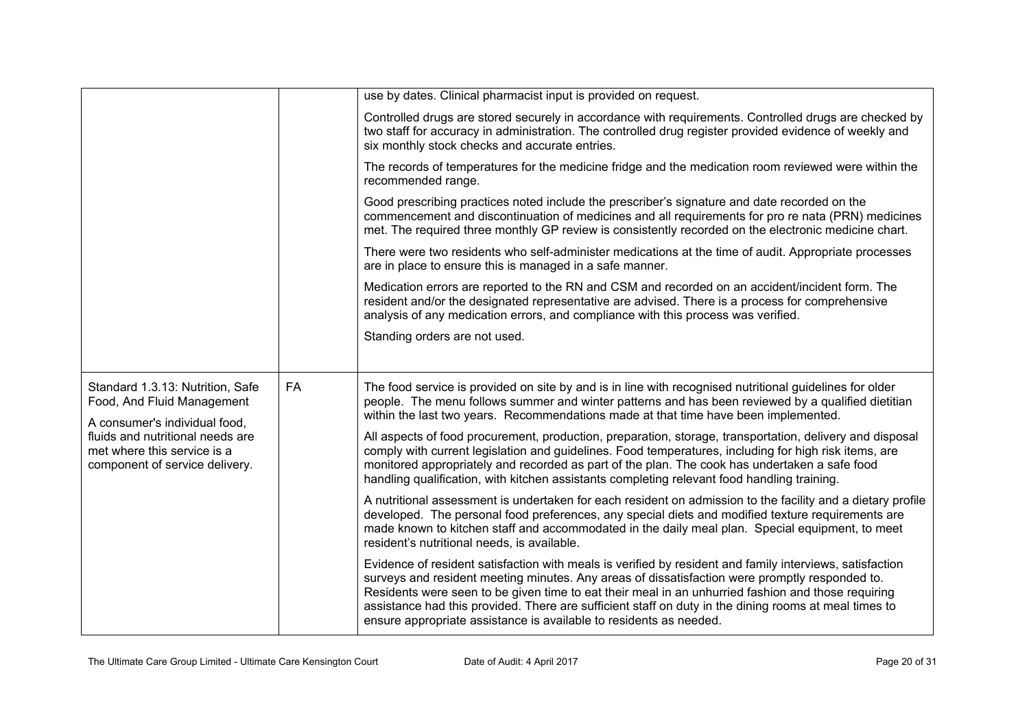|  |  |  |
| --- | --- | --- |
|  |  | use by dates. Clinical pharmacist input is provided on request.<br><br>Controlled drugs are stored securely in accordance with requirements. Controlled drugs are checked by two staff for accuracy in administration. The controlled drug register provided evidence of weekly and six monthly stock checks and accurate entries.<br><br>The records of temperatures for the medicine fridge and the medication room reviewed were within the recommended range.<br><br>Good prescribing practices noted include the prescriber's signature and date recorded on the commencement and discontinuation of medicines and all requirements for pro re nata (PRN) medicines met. The required three monthly GP review is consistently recorded on the electronic medicine chart.<br><br>There were two residents who self-administer medications at the time of audit. Appropriate processes are in place to ensure this is managed in a safe manner.<br><br>Medication errors are reported to the RN and CSM and recorded on an accident/incident form. The resident and/or the designated representative are advised. There is a process for comprehensive analysis of any medication errors, and compliance with this process was verified.<br><br>Standing orders are not used. |
| Standard 1.3.13: Nutrition, Safe Food, And Fluid Management<br><br>A consumer's individual food, fluids and nutritional needs are met where this service is a component of service delivery. | FA | The food service is provided on site by and is in line with recognised nutritional guidelines for older people. The menu follows summer and winter patterns and has been reviewed by a qualified dietitian within the last two years. Recommendations made at that time have been implemented.<br><br>All aspects of food procurement, production, preparation, storage, transportation, delivery and disposal comply with current legislation and guidelines. Food temperatures, including for high risk items, are monitored appropriately and recorded as part of the plan. The cook has undertaken a safe food handling qualification, with kitchen assistants completing relevant food handling training.<br><br>A nutritional assessment is undertaken for each resident on admission to the facility and a dietary profile developed. The personal food preferences, any special diets and modified texture requirements are made known to kitchen staff and accommodated in the daily meal plan. Special equipment, to meet resident's nutritional needs, is available.<br><br>Evidence of resident satisfaction with meals is verified by resident and family interviews, satisfaction surveys and resident meeting minutes. Any areas of dissatisfaction were promptly responded to. Residents were seen to be given time to eat their meal in an unhurried fashion and those requiring assistance had this provided. There are sufficient staff on duty in the dining rooms at meal times to ensure appropriate assistance is available to residents as needed. |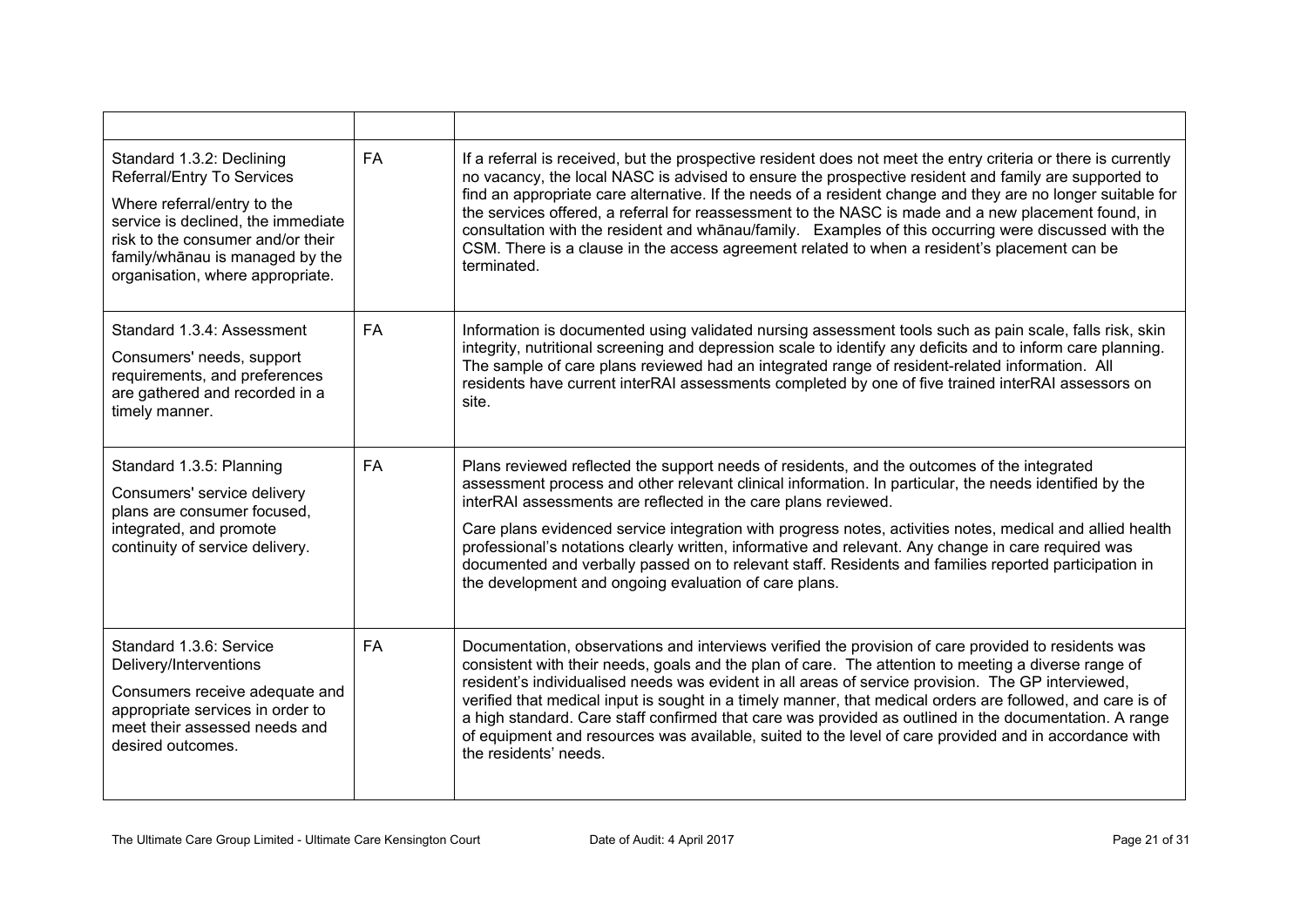| | | |
|---|---|---|
| Standard 1.3.2: Declining Referral/Entry To Services<br><br>Where referral/entry to the service is declined, the immediate risk to the consumer and/or their family/whānau is managed by the organisation, where appropriate. | FA | If a referral is received, but the prospective resident does not meet the entry criteria or there is currently no vacancy, the local NASC is advised to ensure the prospective resident and family are supported to find an appropriate care alternative. If the needs of a resident change and they are no longer suitable for the services offered, a referral for reassessment to the NASC is made and a new placement found, in consultation with the resident and whānau/family. Examples of this occurring were discussed with the CSM. There is a clause in the access agreement related to when a resident's placement can be terminated. |
| Standard 1.3.4: Assessment<br><br>Consumers' needs, support requirements, and preferences are gathered and recorded in a timely manner. | FA | Information is documented using validated nursing assessment tools such as pain scale, falls risk, skin integrity, nutritional screening and depression scale to identify any deficits and to inform care planning. The sample of care plans reviewed had an integrated range of resident-related information. All residents have current interRAI assessments completed by one of five trained interRAI assessors on site. |
| Standard 1.3.5: Planning<br><br>Consumers' service delivery plans are consumer focused, integrated, and promote continuity of service delivery. | FA | Plans reviewed reflected the support needs of residents, and the outcomes of the integrated assessment process and other relevant clinical information. In particular, the needs identified by the interRAI assessments are reflected in the care plans reviewed.<br><br>Care plans evidenced service integration with progress notes, activities notes, medical and allied health professional's notations clearly written, informative and relevant. Any change in care required was documented and verbally passed on to relevant staff. Residents and families reported participation in the development and ongoing evaluation of care plans. |
| Standard 1.3.6: Service Delivery/Interventions<br><br>Consumers receive adequate and appropriate services in order to meet their assessed needs and desired outcomes. | FA | Documentation, observations and interviews verified the provision of care provided to residents was consistent with their needs, goals and the plan of care. The attention to meeting a diverse range of resident's individualised needs was evident in all areas of service provision. The GP interviewed, verified that medical input is sought in a timely manner, that medical orders are followed, and care is of a high standard. Care staff confirmed that care was provided as outlined in the documentation. A range of equipment and resources was available, suited to the level of care provided and in accordance with the residents' needs. |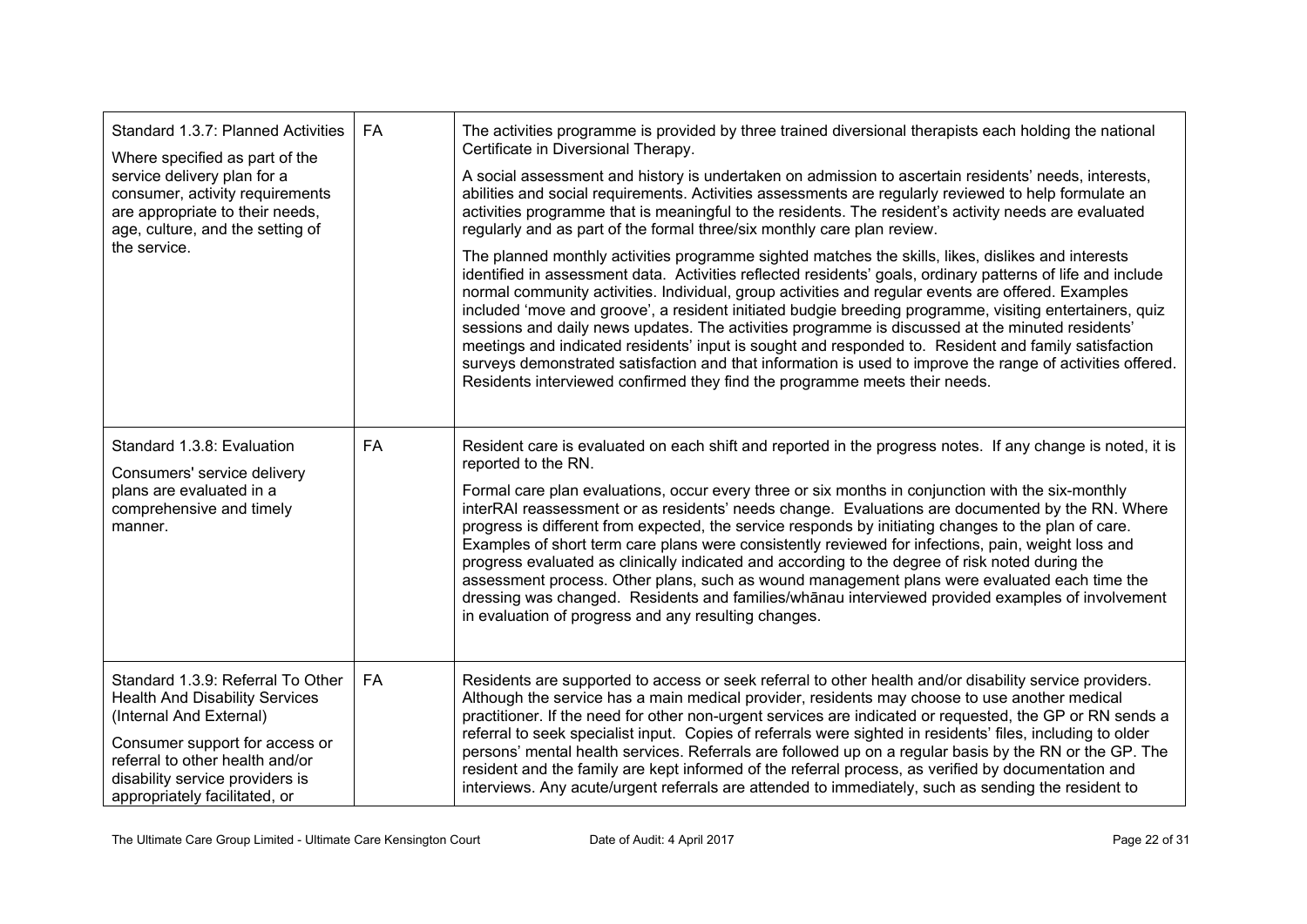| | | |
|---|---|---|
| Standard 1.3.7: Planned Activities<br><br>Where specified as part of the service delivery plan for a consumer, activity requirements are appropriate to their needs, age, culture, and the setting of the service. | FA | The activities programme is provided by three trained diversional therapists each holding the national Certificate in Diversional Therapy.<br><br>A social assessment and history is undertaken on admission to ascertain residents' needs, interests, abilities and social requirements. Activities assessments are regularly reviewed to help formulate an activities programme that is meaningful to the residents. The resident's activity needs are evaluated regularly and as part of the formal three/six monthly care plan review.<br><br>The planned monthly activities programme sighted matches the skills, likes, dislikes and interests identified in assessment data. Activities reflected residents' goals, ordinary patterns of life and include normal community activities. Individual, group activities and regular events are offered. Examples included 'move and groove', a resident initiated budgie breeding programme, visiting entertainers, quiz sessions and daily news updates. The activities programme is discussed at the minuted residents' meetings and indicated residents' input is sought and responded to. Resident and family satisfaction surveys demonstrated satisfaction and that information is used to improve the range of activities offered. Residents interviewed confirmed they find the programme meets their needs. |
| Standard 1.3.8: Evaluation<br><br>Consumers' service delivery plans are evaluated in a comprehensive and timely manner. | FA | Resident care is evaluated on each shift and reported in the progress notes. If any change is noted, it is reported to the RN.<br><br>Formal care plan evaluations, occur every three or six months in conjunction with the six-monthly interRAI reassessment or as residents' needs change. Evaluations are documented by the RN. Where progress is different from expected, the service responds by initiating changes to the plan of care. Examples of short term care plans were consistently reviewed for infections, pain, weight loss and progress evaluated as clinically indicated and according to the degree of risk noted during the assessment process. Other plans, such as wound management plans were evaluated each time the dressing was changed. Residents and families/whānau interviewed provided examples of involvement in evaluation of progress and any resulting changes. |
| Standard 1.3.9: Referral To Other Health And Disability Services (Internal And External)<br><br>Consumer support for access or referral to other health and/or disability service providers is appropriately facilitated, or | FA | Residents are supported to access or seek referral to other health and/or disability service providers. Although the service has a main medical provider, residents may choose to use another medical practitioner. If the need for other non-urgent services are indicated or requested, the GP or RN sends a referral to seek specialist input. Copies of referrals were sighted in residents' files, including to older persons' mental health services. Referrals are followed up on a regular basis by the RN or the GP. The resident and the family are kept informed of the referral process, as verified by documentation and interviews. Any acute/urgent referrals are attended to immediately, such as sending the resident to |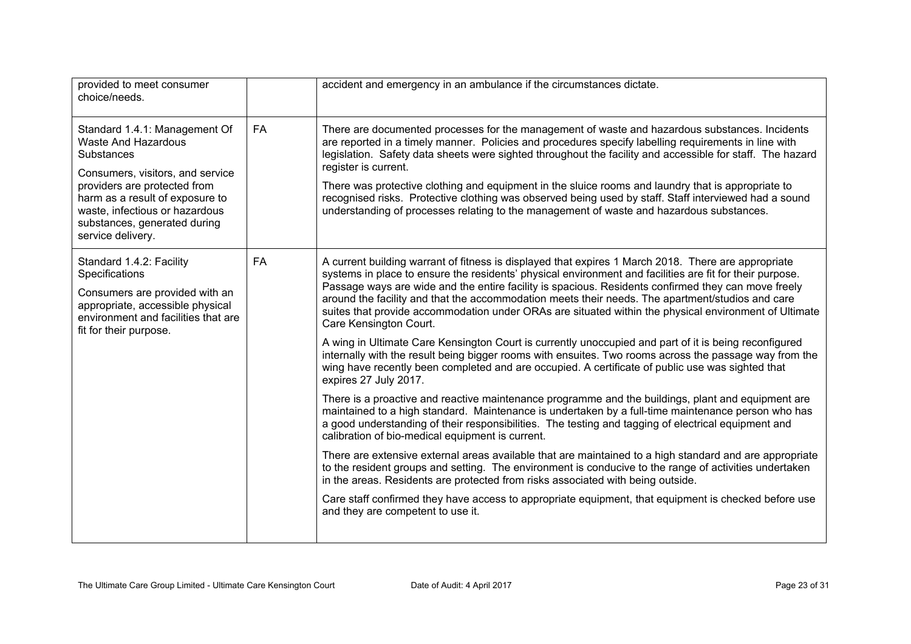| | | |
|---|---|---|
| provided to meet consumer choice/needs. | | accident and emergency in an ambulance if the circumstances dictate. |
| Standard 1.4.1: Management Of Waste And Hazardous Substances<br><br>Consumers, visitors, and service providers are protected from harm as a result of exposure to waste, infectious or hazardous substances, generated during service delivery. | FA | There are documented processes for the management of waste and hazardous substances. Incidents are reported in a timely manner. Policies and procedures specify labelling requirements in line with legislation. Safety data sheets were sighted throughout the facility and accessible for staff. The hazard register is current.<br><br>There was protective clothing and equipment in the sluice rooms and laundry that is appropriate to recognised risks. Protective clothing was observed being used by staff. Staff interviewed had a sound understanding of processes relating to the management of waste and hazardous substances. |
| Standard 1.4.2: Facility Specifications<br><br>Consumers are provided with an appropriate, accessible physical environment and facilities that are fit for their purpose. | FA | A current building warrant of fitness is displayed that expires 1 March 2018. There are appropriate systems in place to ensure the residents' physical environment and facilities are fit for their purpose. Passage ways are wide and the entire facility is spacious. Residents confirmed they can move freely around the facility and that the accommodation meets their needs. The apartment/studios and care suites that provide accommodation under ORAs are situated within the physical environment of Ultimate Care Kensington Court.<br><br>A wing in Ultimate Care Kensington Court is currently unoccupied and part of it is being reconfigured internally with the result being bigger rooms with ensuites. Two rooms across the passage way from the wing have recently been completed and are occupied. A certificate of public use was sighted that expires 27 July 2017.<br><br>There is a proactive and reactive maintenance programme and the buildings, plant and equipment are maintained to a high standard. Maintenance is undertaken by a full-time maintenance person who has a good understanding of their responsibilities. The testing and tagging of electrical equipment and calibration of bio-medical equipment is current.<br><br>There are extensive external areas available that are maintained to a high standard and are appropriate to the resident groups and setting. The environment is conducive to the range of activities undertaken in the areas. Residents are protected from risks associated with being outside.<br><br>Care staff confirmed they have access to appropriate equipment, that equipment is checked before use and they are competent to use it. |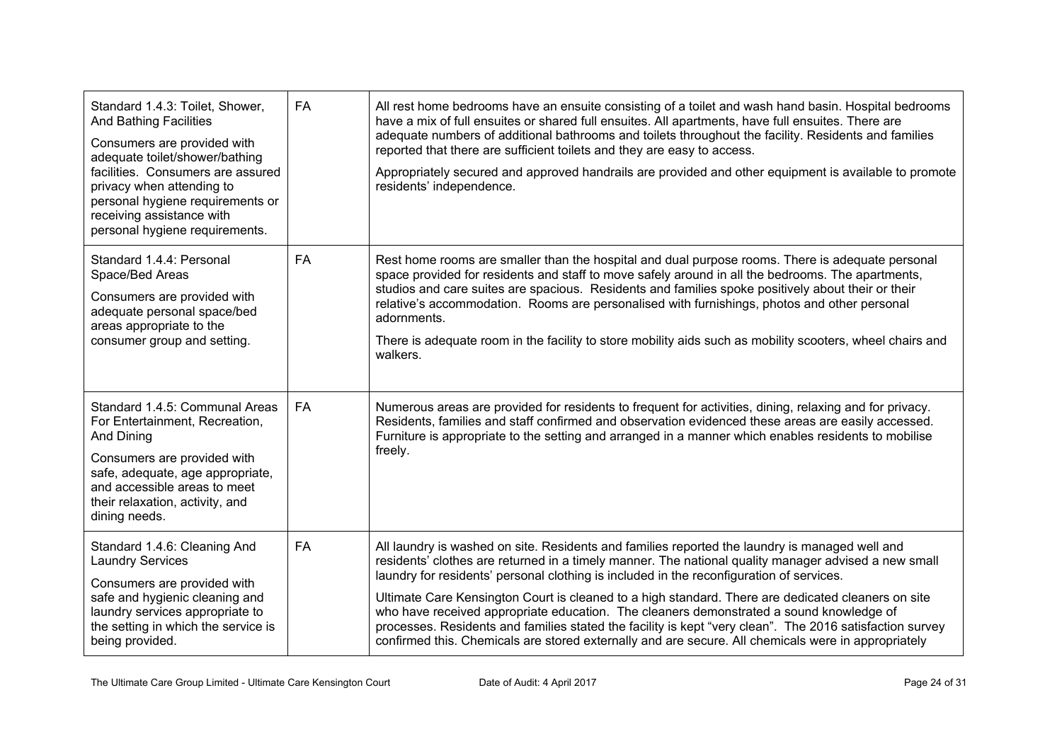| Standard | Attainment | Evidence |
|---|---|---|
| Standard 1.4.3: Toilet, Shower, And Bathing Facilities<br><br>Consumers are provided with adequate toilet/shower/bathing facilities. Consumers are assured privacy when attending to personal hygiene requirements or receiving assistance with personal hygiene requirements. | FA | All rest home bedrooms have an ensuite consisting of a toilet and wash hand basin. Hospital bedrooms have a mix of full ensuites or shared full ensuites. All apartments, have full ensuites. There are adequate numbers of additional bathrooms and toilets throughout the facility. Residents and families reported that there are sufficient toilets and they are easy to access.<br><br>Appropriately secured and approved handrails are provided and other equipment is available to promote residents' independence. |
| Standard 1.4.4: Personal Space/Bed Areas<br><br>Consumers are provided with adequate personal space/bed areas appropriate to the consumer group and setting. | FA | Rest home rooms are smaller than the hospital and dual purpose rooms. There is adequate personal space provided for residents and staff to move safely around in all the bedrooms. The apartments, studios and care suites are spacious. Residents and families spoke positively about their or their relative's accommodation. Rooms are personalised with furnishings, photos and other personal adornments.<br><br>There is adequate room in the facility to store mobility aids such as mobility scooters, wheel chairs and walkers. |
| Standard 1.4.5: Communal Areas For Entertainment, Recreation, And Dining<br><br>Consumers are provided with safe, adequate, age appropriate, and accessible areas to meet their relaxation, activity, and dining needs. | FA | Numerous areas are provided for residents to frequent for activities, dining, relaxing and for privacy. Residents, families and staff confirmed and observation evidenced these areas are easily accessed. Furniture is appropriate to the setting and arranged in a manner which enables residents to mobilise freely. |
| Standard 1.4.6: Cleaning And Laundry Services<br><br>Consumers are provided with safe and hygienic cleaning and laundry services appropriate to the setting in which the service is being provided. | FA | All laundry is washed on site. Residents and families reported the laundry is managed well and residents' clothes are returned in a timely manner. The national quality manager advised a new small laundry for residents' personal clothing is included in the reconfiguration of services.<br><br>Ultimate Care Kensington Court is cleaned to a high standard. There are dedicated cleaners on site who have received appropriate education. The cleaners demonstrated a sound knowledge of processes. Residents and families stated the facility is kept "very clean". The 2016 satisfaction survey confirmed this. Chemicals are stored externally and are secure. All chemicals were in appropriately |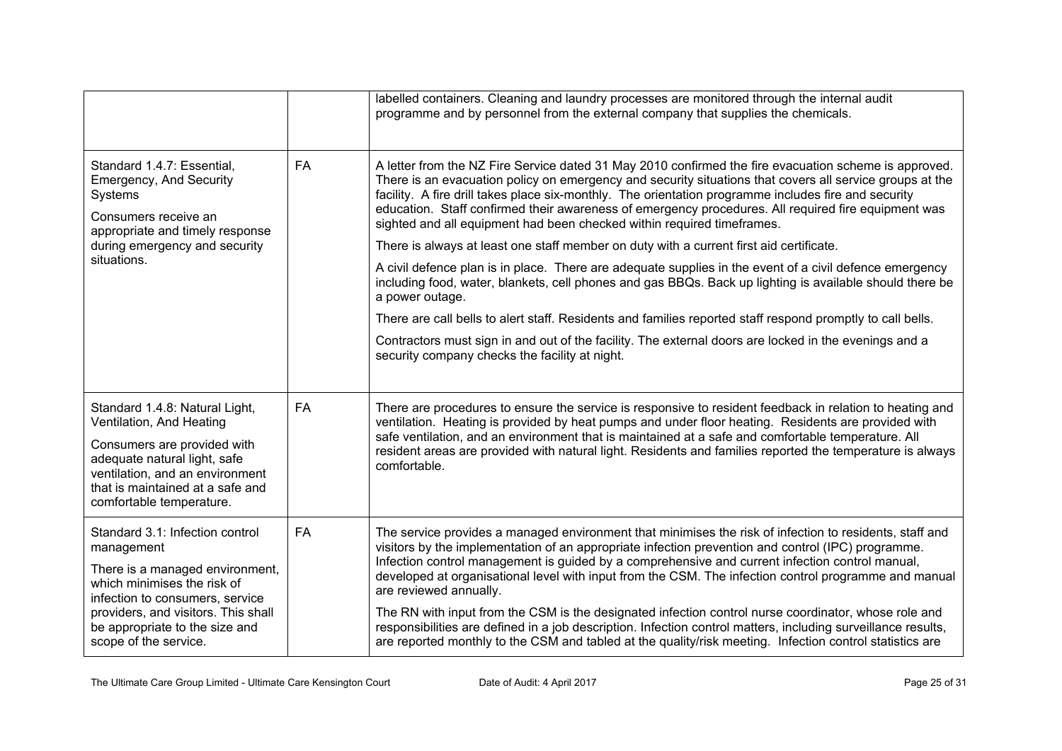| | | |
|---|---|---|
| | | labelled containers. Cleaning and laundry processes are monitored through the internal audit programme and by personnel from the external company that supplies the chemicals. |
| Standard 1.4.7: Essential, Emergency, And Security Systems<br><br>Consumers receive an appropriate and timely response during emergency and security situations. | FA | A letter from the NZ Fire Service dated 31 May 2010 confirmed the fire evacuation scheme is approved. There is an evacuation policy on emergency and security situations that covers all service groups at the facility. A fire drill takes place six-monthly. The orientation programme includes fire and security education. Staff confirmed their awareness of emergency procedures. All required fire equipment was sighted and all equipment had been checked within required timeframes.<br><br>There is always at least one staff member on duty with a current first aid certificate.<br><br>A civil defence plan is in place. There are adequate supplies in the event of a civil defence emergency including food, water, blankets, cell phones and gas BBQs. Back up lighting is available should there be a power outage.<br><br>There are call bells to alert staff. Residents and families reported staff respond promptly to call bells.<br><br>Contractors must sign in and out of the facility. The external doors are locked in the evenings and a security company checks the facility at night. |
| Standard 1.4.8: Natural Light, Ventilation, And Heating<br><br>Consumers are provided with adequate natural light, safe ventilation, and an environment that is maintained at a safe and comfortable temperature. | FA | There are procedures to ensure the service is responsive to resident feedback in relation to heating and ventilation. Heating is provided by heat pumps and under floor heating. Residents are provided with safe ventilation, and an environment that is maintained at a safe and comfortable temperature. All resident areas are provided with natural light. Residents and families reported the temperature is always comfortable. |
| Standard 3.1: Infection control management<br><br>There is a managed environment, which minimises the risk of infection to consumers, service providers, and visitors. This shall be appropriate to the size and scope of the service. | FA | The service provides a managed environment that minimises the risk of infection to residents, staff and visitors by the implementation of an appropriate infection prevention and control (IPC) programme. Infection control management is guided by a comprehensive and current infection control manual, developed at organisational level with input from the CSM. The infection control programme and manual are reviewed annually.<br><br>The RN with input from the CSM is the designated infection control nurse coordinator, whose role and responsibilities are defined in a job description. Infection control matters, including surveillance results, are reported monthly to the CSM and tabled at the quality/risk meeting. Infection control statistics are |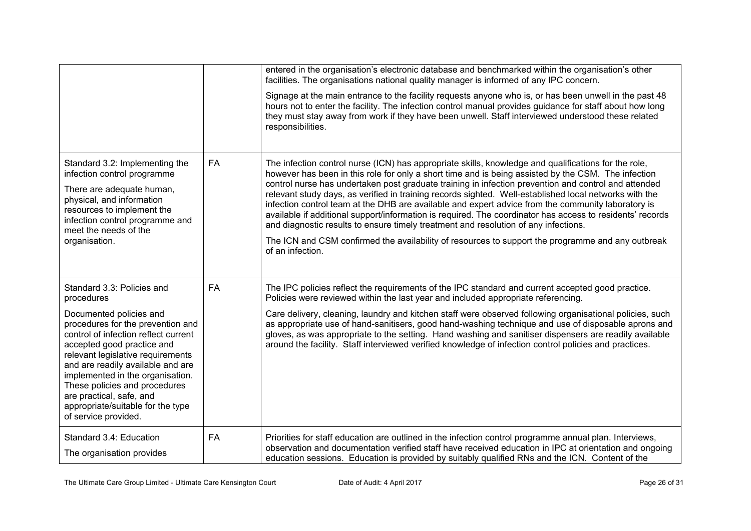| | | |
|---|---|---|
| | | entered in the organisation's electronic database and benchmarked within the organisation's other facilities. The organisations national quality manager is informed of any IPC concern.<br><br>Signage at the main entrance to the facility requests anyone who is, or has been unwell in the past 48 hours not to enter the facility. The infection control manual provides guidance for staff about how long they must stay away from work if they have been unwell. Staff interviewed understood these related responsibilities. |
| Standard 3.2: Implementing the infection control programme<br><br>There are adequate human, physical, and information resources to implement the infection control programme and meet the needs of the organisation. | FA | The infection control nurse (ICN) has appropriate skills, knowledge and qualifications for the role, however has been in this role for only a short time and is being assisted by the CSM. The infection control nurse has undertaken post graduate training in infection prevention and control and attended relevant study days, as verified in training records sighted. Well-established local networks with the infection control team at the DHB are available and expert advice from the community laboratory is available if additional support/information is required. The coordinator has access to residents' records and diagnostic results to ensure timely treatment and resolution of any infections.<br><br>The ICN and CSM confirmed the availability of resources to support the programme and any outbreak of an infection. |
| Standard 3.3: Policies and procedures<br><br>Documented policies and procedures for the prevention and control of infection reflect current accepted good practice and relevant legislative requirements and are readily available and are implemented in the organisation. These policies and procedures are practical, safe, and appropriate/suitable for the type of service provided. | FA | The IPC policies reflect the requirements of the IPC standard and current accepted good practice. Policies were reviewed within the last year and included appropriate referencing.<br><br>Care delivery, cleaning, laundry and kitchen staff were observed following organisational policies, such as appropriate use of hand-sanitisers, good hand-washing technique and use of disposable aprons and gloves, as was appropriate to the setting. Hand washing and sanitiser dispensers are readily available around the facility. Staff interviewed verified knowledge of infection control policies and practices. |
| Standard 3.4: Education<br><br>The organisation provides | FA | Priorities for staff education are outlined in the infection control programme annual plan. Interviews, observation and documentation verified staff have received education in IPC at orientation and ongoing education sessions. Education is provided by suitably qualified RNs and the ICN. Content of the |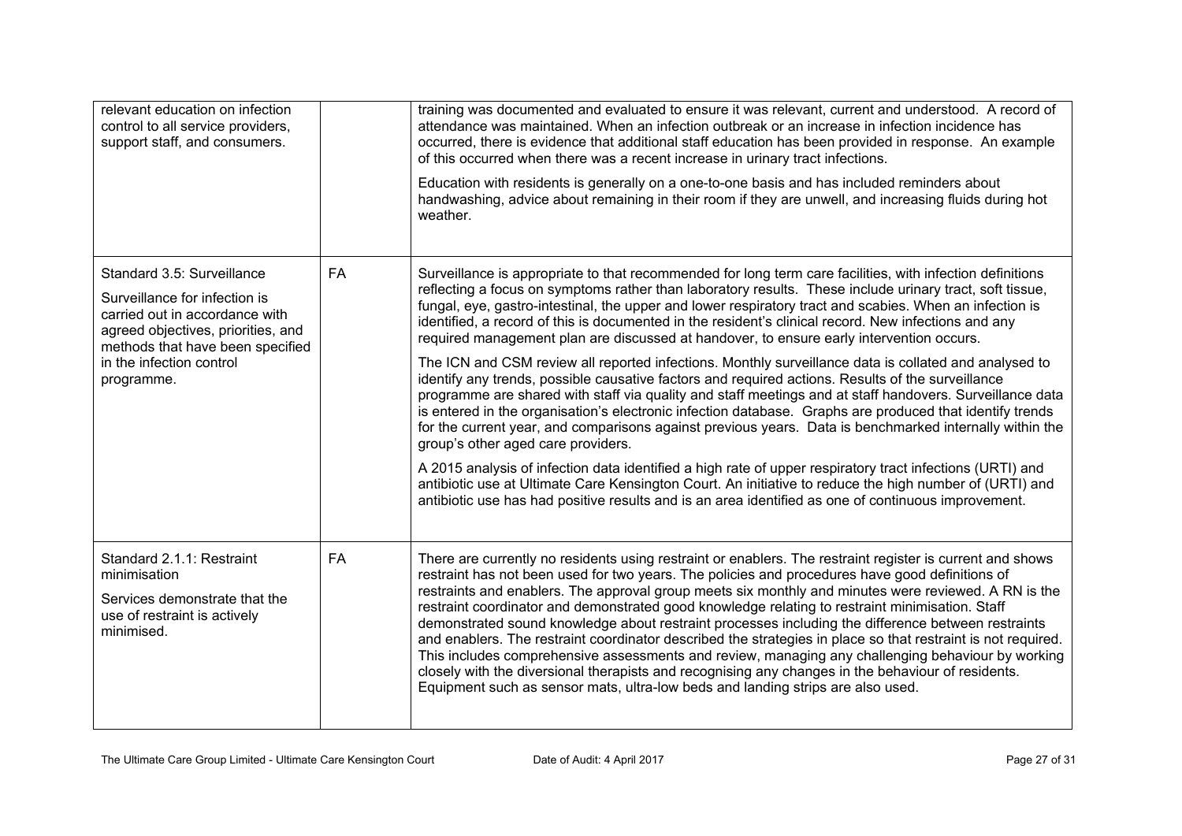| | | |
|---|---|---|
| relevant education on infection control to all service providers, support staff, and consumers. | | training was documented and evaluated to ensure it was relevant, current and understood. A record of attendance was maintained. When an infection outbreak or an increase in infection incidence has occurred, there is evidence that additional staff education has been provided in response. An example of this occurred when there was a recent increase in urinary tract infections.<br><br>Education with residents is generally on a one-to-one basis and has included reminders about handwashing, advice about remaining in their room if they are unwell, and increasing fluids during hot weather. |
| Standard 3.5: Surveillance<br><br>Surveillance for infection is carried out in accordance with agreed objectives, priorities, and methods that have been specified in the infection control programme. | FA | Surveillance is appropriate to that recommended for long term care facilities, with infection definitions reflecting a focus on symptoms rather than laboratory results. These include urinary tract, soft tissue, fungal, eye, gastro-intestinal, the upper and lower respiratory tract and scabies. When an infection is identified, a record of this is documented in the resident's clinical record. New infections and any required management plan are discussed at handover, to ensure early intervention occurs.<br><br>The ICN and CSM review all reported infections. Monthly surveillance data is collated and analysed to identify any trends, possible causative factors and required actions. Results of the surveillance programme are shared with staff via quality and staff meetings and at staff handovers. Surveillance data is entered in the organisation's electronic infection database. Graphs are produced that identify trends for the current year, and comparisons against previous years. Data is benchmarked internally within the group's other aged care providers.<br><br>A 2015 analysis of infection data identified a high rate of upper respiratory tract infections (URTI) and antibiotic use at Ultimate Care Kensington Court. An initiative to reduce the high number of (URTI) and antibiotic use has had positive results and is an area identified as one of continuous improvement. |
| Standard 2.1.1: Restraint minimisation<br><br>Services demonstrate that the use of restraint is actively minimised. | FA | There are currently no residents using restraint or enablers. The restraint register is current and shows restraint has not been used for two years. The policies and procedures have good definitions of restraints and enablers. The approval group meets six monthly and minutes were reviewed. A RN is the restraint coordinator and demonstrated good knowledge relating to restraint minimisation. Staff demonstrated sound knowledge about restraint processes including the difference between restraints and enablers. The restraint coordinator described the strategies in place so that restraint is not required. This includes comprehensive assessments and review, managing any challenging behaviour by working closely with the diversional therapists and recognising any changes in the behaviour of residents. Equipment such as sensor mats, ultra-low beds and landing strips are also used. |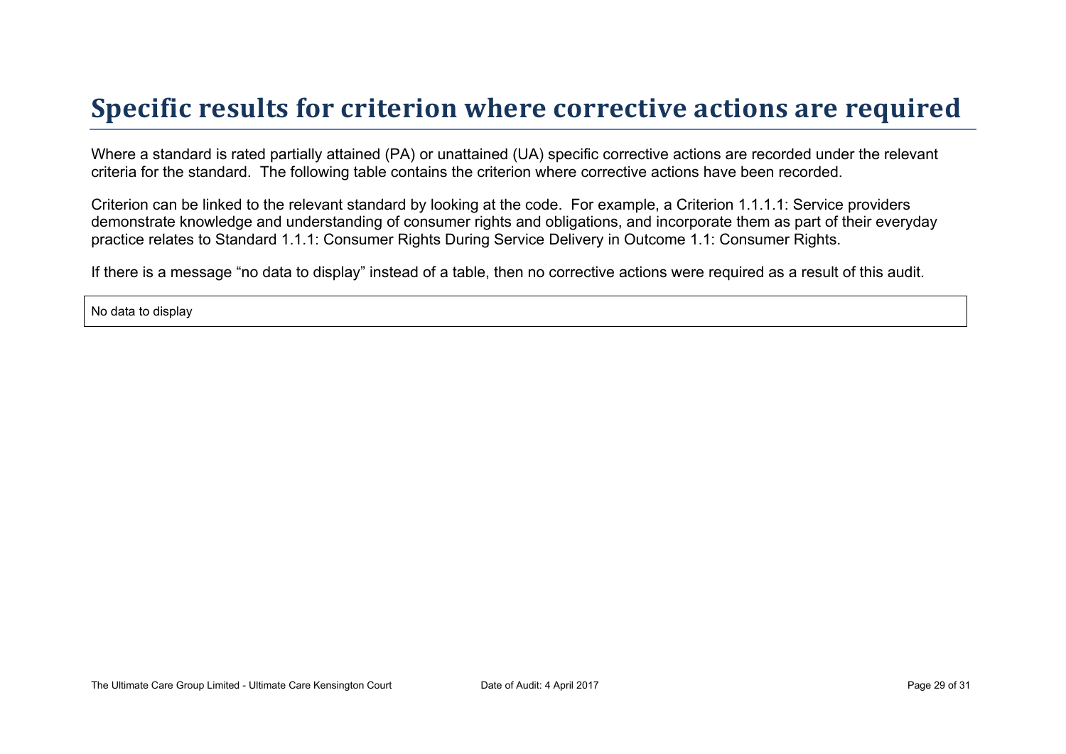# Specific results for criterion where corrective actions are required

Where a standard is rated partially attained (PA) or unattained (UA) specific corrective actions are recorded under the relevant criteria for the standard. The following table contains the criterion where corrective actions have been recorded.

Criterion can be linked to the relevant standard by looking at the code. For example, a Criterion 1.1.1.1: Service providers demonstrate knowledge and understanding of consumer rights and obligations, and incorporate them as part of their everyday practice relates to Standard 1.1.1: Consumer Rights During Service Delivery in Outcome 1.1: Consumer Rights.

If there is a message “no data to display” instead of a table, then no corrective actions were required as a result of this audit.

| No data to display |
|---|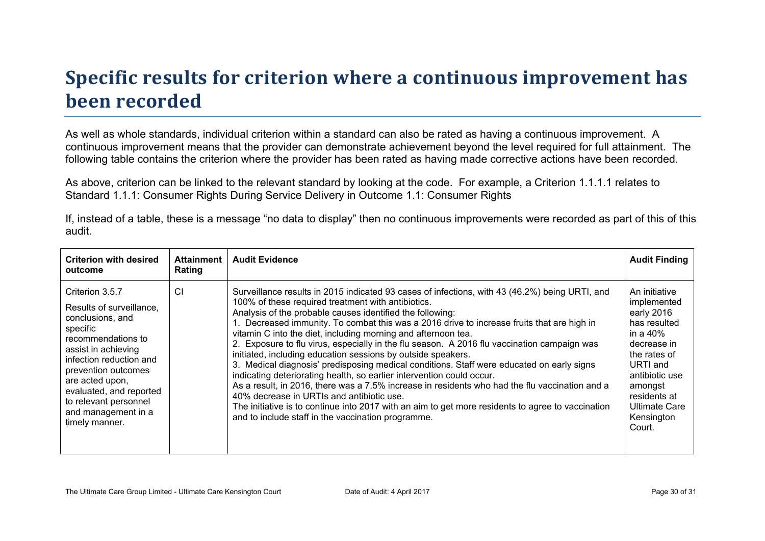# Specific results for criterion where a continuous improvement has been recorded

As well as whole standards, individual criterion within a standard can also be rated as having a continuous improvement. A continuous improvement means that the provider can demonstrate achievement beyond the level required for full attainment. The following table contains the criterion where the provider has been rated as having made corrective actions have been recorded.

As above, criterion can be linked to the relevant standard by looking at the code. For example, a Criterion 1.1.1.1 relates to Standard 1.1.1: Consumer Rights During Service Delivery in Outcome 1.1: Consumer Rights

If, instead of a table, these is a message "no data to display" then no continuous improvements were recorded as part of this of this audit.

| Criterion with desired outcome | Attainment Rating | Audit Evidence | Audit Finding |
|---|---|---|---|
| Criterion 3.5.7<br><br>Results of surveillance, conclusions, and specific recommendations to assist in achieving infection reduction and prevention outcomes are acted upon, evaluated, and reported to relevant personnel and management in a timely manner. | CI | Surveillance results in 2015 indicated 93 cases of infections, with 43 (46.2%) being URTI, and 100% of these required treatment with antibiotics.<br>Analysis of the probable causes identified the following:<br>1. Decreased immunity. To combat this was a 2016 drive to increase fruits that are high in vitamin C into the diet, including morning and afternoon tea.<br>2. Exposure to flu virus, especially in the flu season. A 2016 flu vaccination campaign was initiated, including education sessions by outside speakers.<br>3. Medical diagnosis' predisposing medical conditions. Staff were educated on early signs indicating deteriorating health, so earlier intervention could occur.<br>As a result, in 2016, there was a 7.5% increase in residents who had the flu vaccination and a 40% decrease in URTIs and antibiotic use.<br>The initiative is to continue into 2017 with an aim to get more residents to agree to vaccination and to include staff in the vaccination programme. | An initiative implemented early 2016 has resulted in a 40% decrease in the rates of URTI and antibiotic use amongst residents at Ultimate Care Kensington Court. |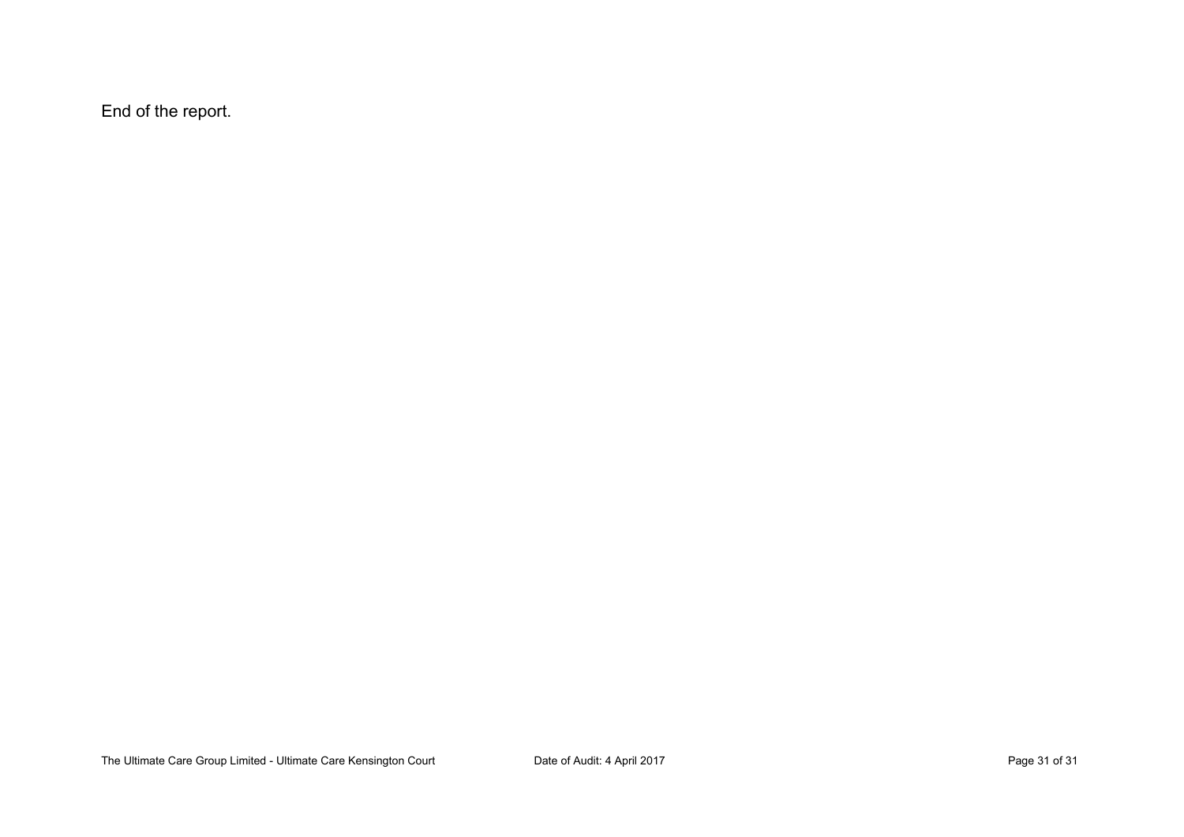End of the report.